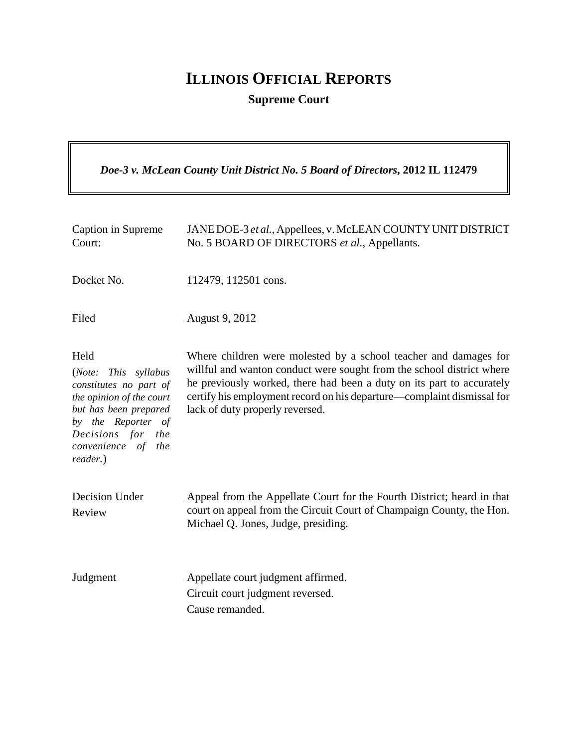# ILLINOIS OFFICIAL REPORTS

**Supreme Court**

***Doe-3 v. McLean County Unit District No. 5 Board of Directors*, 2012 IL 112479**

| | |
|---|---|
| Caption in Supreme Court: | JANE DOE-3 *et al.*, Appellees, v. McLEAN COUNTY UNIT DISTRICT No. 5 BOARD OF DIRECTORS *et al.*, Appellants. |
| Docket No. | 112479, 112501 cons. |
| Filed | August 9, 2012 |
| Held<br>(*Note: This syllabus constitutes no part of the opinion of the court but has been prepared by the Reporter of Decisions for the convenience of the reader.*) | Where children were molested by a school teacher and damages for willful and wanton conduct were sought from the school district where he previously worked, there had been a duty on its part to accurately certify his employment record on his departure—complaint dismissal for lack of duty properly reversed. |
| Decision Under Review | Appeal from the Appellate Court for the Fourth District; heard in that court on appeal from the Circuit Court of Champaign County, the Hon. Michael Q. Jones, Judge, presiding. |
| Judgment | Appellate court judgment affirmed.<br>Circuit court judgment reversed.<br>Cause remanded. |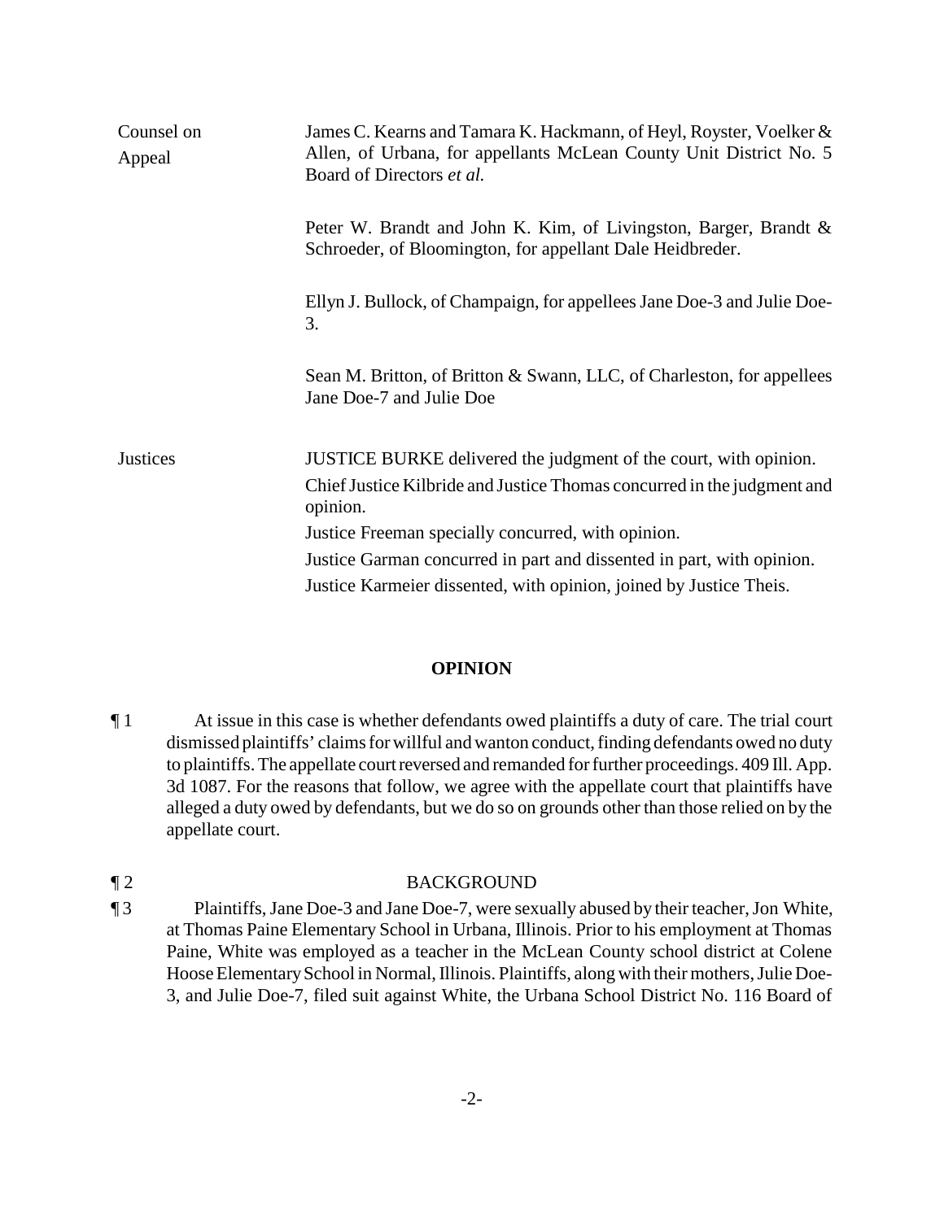| | |
|---|---|
| Counsel on Appeal | James C. Kearns and Tamara K. Hackmann, of Heyl, Royster, Voelker & Allen, of Urbana, for appellants McLean County Unit District No. 5 Board of Directors *et al.* |
| | Peter W. Brandt and John K. Kim, of Livingston, Barger, Brandt & Schroeder, of Bloomington, for appellant Dale Heidbreder. |
| | Ellyn J. Bullock, of Champaign, for appellees Jane Doe-3 and Julie Doe-3. |
| | Sean M. Britton, of Britton & Swann, LLC, of Charleston, for appellees Jane Doe-7 and Julie Doe |
| Justices | JUSTICE BURKE delivered the judgment of the court, with opinion.<br>Chief Justice Kilbride and Justice Thomas concurred in the judgment and opinion.<br>Justice Freeman specially concurred, with opinion.<br>Justice Garman concurred in part and dissented in part, with opinion.<br>Justice Karmeier dissented, with opinion, joined by Justice Theis. |

## OPINION

¶ 1 At issue in this case is whether defendants owed plaintiffs a duty of care. The trial court dismissed plaintiffs' claims for willful and wanton conduct, finding defendants owed no duty to plaintiffs. The appellate court reversed and remanded for further proceedings. 409 Ill. App. 3d 1087. For the reasons that follow, we agree with the appellate court that plaintiffs have alleged a duty owed by defendants, but we do so on grounds other than those relied on by the appellate court.

¶ 2 BACKGROUND

¶ 3 Plaintiffs, Jane Doe-3 and Jane Doe-7, were sexually abused by their teacher, Jon White, at Thomas Paine Elementary School in Urbana, Illinois. Prior to his employment at Thomas Paine, White was employed as a teacher in the McLean County school district at Colene Hoose Elementary School in Normal, Illinois. Plaintiffs, along with their mothers, Julie Doe-3, and Julie Doe-7, filed suit against White, the Urbana School District No. 116 Board of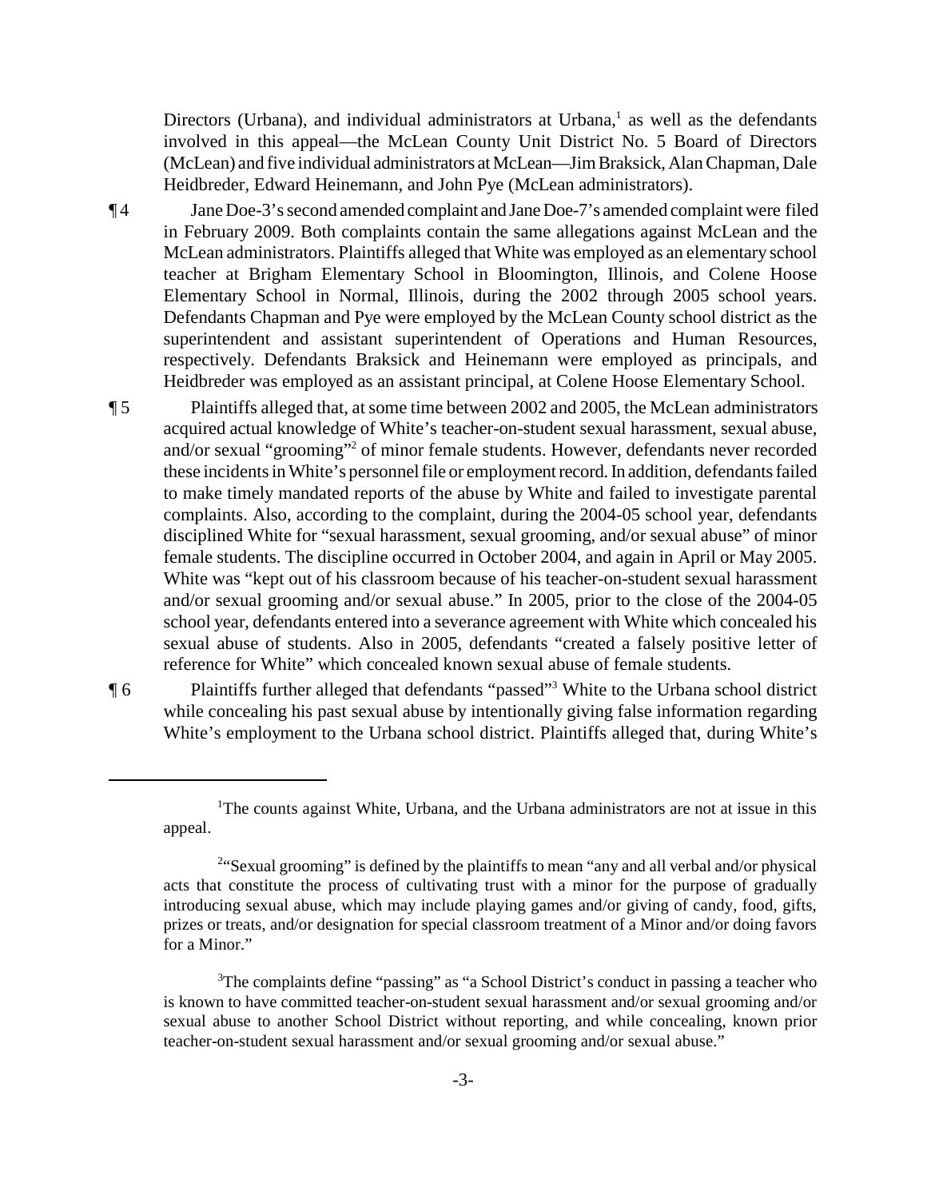Directors (Urbana), and individual administrators at Urbana,[1] as well as the defendants involved in this appeal—the McLean County Unit District No. 5 Board of Directors (McLean) and five individual administrators at McLean—Jim Braksick, Alan Chapman, Dale Heidbreder, Edward Heinemann, and John Pye (McLean administrators).

¶ 4 Jane Doe-3's second amended complaint and Jane Doe-7's amended complaint were filed in February 2009. Both complaints contain the same allegations against McLean and the McLean administrators. Plaintiffs alleged that White was employed as an elementary school teacher at Brigham Elementary School in Bloomington, Illinois, and Colene Hoose Elementary School in Normal, Illinois, during the 2002 through 2005 school years. Defendants Chapman and Pye were employed by the McLean County school district as the superintendent and assistant superintendent of Operations and Human Resources, respectively. Defendants Braksick and Heinemann were employed as principals, and Heidbreder was employed as an assistant principal, at Colene Hoose Elementary School.

¶ 5 Plaintiffs alleged that, at some time between 2002 and 2005, the McLean administrators acquired actual knowledge of White's teacher-on-student sexual harassment, sexual abuse, and/or sexual "grooming"[2] of minor female students. However, defendants never recorded these incidents in White's personnel file or employment record. In addition, defendants failed to make timely mandated reports of the abuse by White and failed to investigate parental complaints. Also, according to the complaint, during the 2004-05 school year, defendants disciplined White for "sexual harassment, sexual grooming, and/or sexual abuse" of minor female students. The discipline occurred in October 2004, and again in April or May 2005. White was "kept out of his classroom because of his teacher-on-student sexual harassment and/or sexual grooming and/or sexual abuse." In 2005, prior to the close of the 2004-05 school year, defendants entered into a severance agreement with White which concealed his sexual abuse of students. Also in 2005, defendants "created a falsely positive letter of reference for White" which concealed known sexual abuse of female students.

¶ 6 Plaintiffs further alleged that defendants "passed"[3] White to the Urbana school district while concealing his past sexual abuse by intentionally giving false information regarding White's employment to the Urbana school district. Plaintiffs alleged that, during White's

---

[1]The counts against White, Urbana, and the Urbana administrators are not at issue in this appeal.

[2]"Sexual grooming" is defined by the plaintiffs to mean "any and all verbal and/or physical acts that constitute the process of cultivating trust with a minor for the purpose of gradually introducing sexual abuse, which may include playing games and/or giving of candy, food, gifts, prizes or treats, and/or designation for special classroom treatment of a Minor and/or doing favors for a Minor."

[3]The complaints define "passing" as "a School District's conduct in passing a teacher who is known to have committed teacher-on-student sexual harassment and/or sexual grooming and/or sexual abuse to another School District without reporting, and while concealing, known prior teacher-on-student sexual harassment and/or sexual grooming and/or sexual abuse."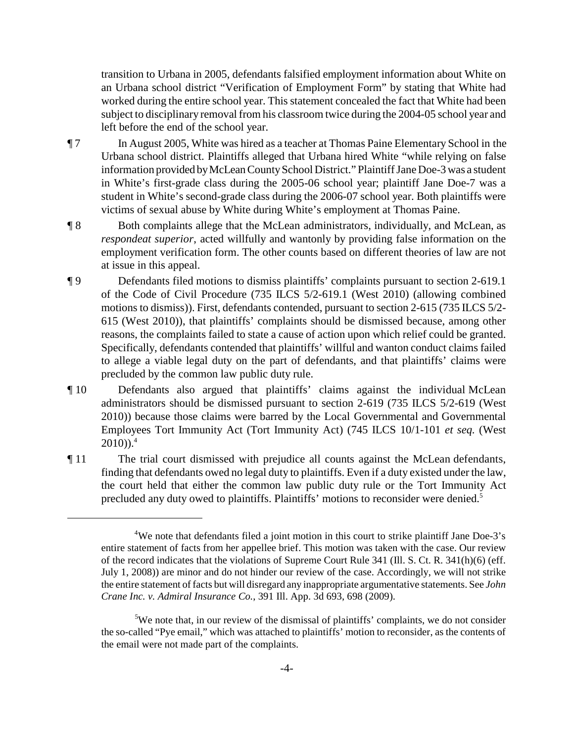transition to Urbana in 2005, defendants falsified employment information about White on an Urbana school district "Verification of Employment Form" by stating that White had worked during the entire school year. This statement concealed the fact that White had been subject to disciplinary removal from his classroom twice during the 2004-05 school year and left before the end of the school year.

¶ 7 In August 2005, White was hired as a teacher at Thomas Paine Elementary School in the Urbana school district. Plaintiffs alleged that Urbana hired White "while relying on false information provided by McLean County School District." Plaintiff Jane Doe-3 was a student in White's first-grade class during the 2005-06 school year; plaintiff Jane Doe-7 was a student in White's second-grade class during the 2006-07 school year. Both plaintiffs were victims of sexual abuse by White during White's employment at Thomas Paine.

¶ 8 Both complaints allege that the McLean administrators, individually, and McLean, as *respondeat superior*, acted willfully and wantonly by providing false information on the employment verification form. The other counts based on different theories of law are not at issue in this appeal.

¶ 9 Defendants filed motions to dismiss plaintiffs' complaints pursuant to section 2-619.1 of the Code of Civil Procedure (735 ILCS 5/2-619.1 (West 2010) (allowing combined motions to dismiss)). First, defendants contended, pursuant to section 2-615 (735 ILCS 5/2-615 (West 2010)), that plaintiffs' complaints should be dismissed because, among other reasons, the complaints failed to state a cause of action upon which relief could be granted. Specifically, defendants contended that plaintiffs' willful and wanton conduct claims failed to allege a viable legal duty on the part of defendants, and that plaintiffs' claims were precluded by the common law public duty rule.

¶ 10 Defendants also argued that plaintiffs' claims against the individual McLean administrators should be dismissed pursuant to section 2-619 (735 ILCS 5/2-619 (West 2010)) because those claims were barred by the Local Governmental and Governmental Employees Tort Immunity Act (Tort Immunity Act) (745 ILCS 10/1-101 *et seq.* (West 2010)).[4]

¶ 11 The trial court dismissed with prejudice all counts against the McLean defendants, finding that defendants owed no legal duty to plaintiffs. Even if a duty existed under the law, the court held that either the common law public duty rule or the Tort Immunity Act precluded any duty owed to plaintiffs. Plaintiffs' motions to reconsider were denied.[5]

---

[4]We note that defendants filed a joint motion in this court to strike plaintiff Jane Doe-3's entire statement of facts from her appellee brief. This motion was taken with the case. Our review of the record indicates that the violations of Supreme Court Rule 341 (Ill. S. Ct. R. 341(h)(6) (eff. July 1, 2008)) are minor and do not hinder our review of the case. Accordingly, we will not strike the entire statement of facts but will disregard any inappropriate argumentative statements. See *John Crane Inc. v. Admiral Insurance Co.*, 391 Ill. App. 3d 693, 698 (2009).

[5]We note that, in our review of the dismissal of plaintiffs' complaints, we do not consider the so-called "Pye email," which was attached to plaintiffs' motion to reconsider, as the contents of the email were not made part of the complaints.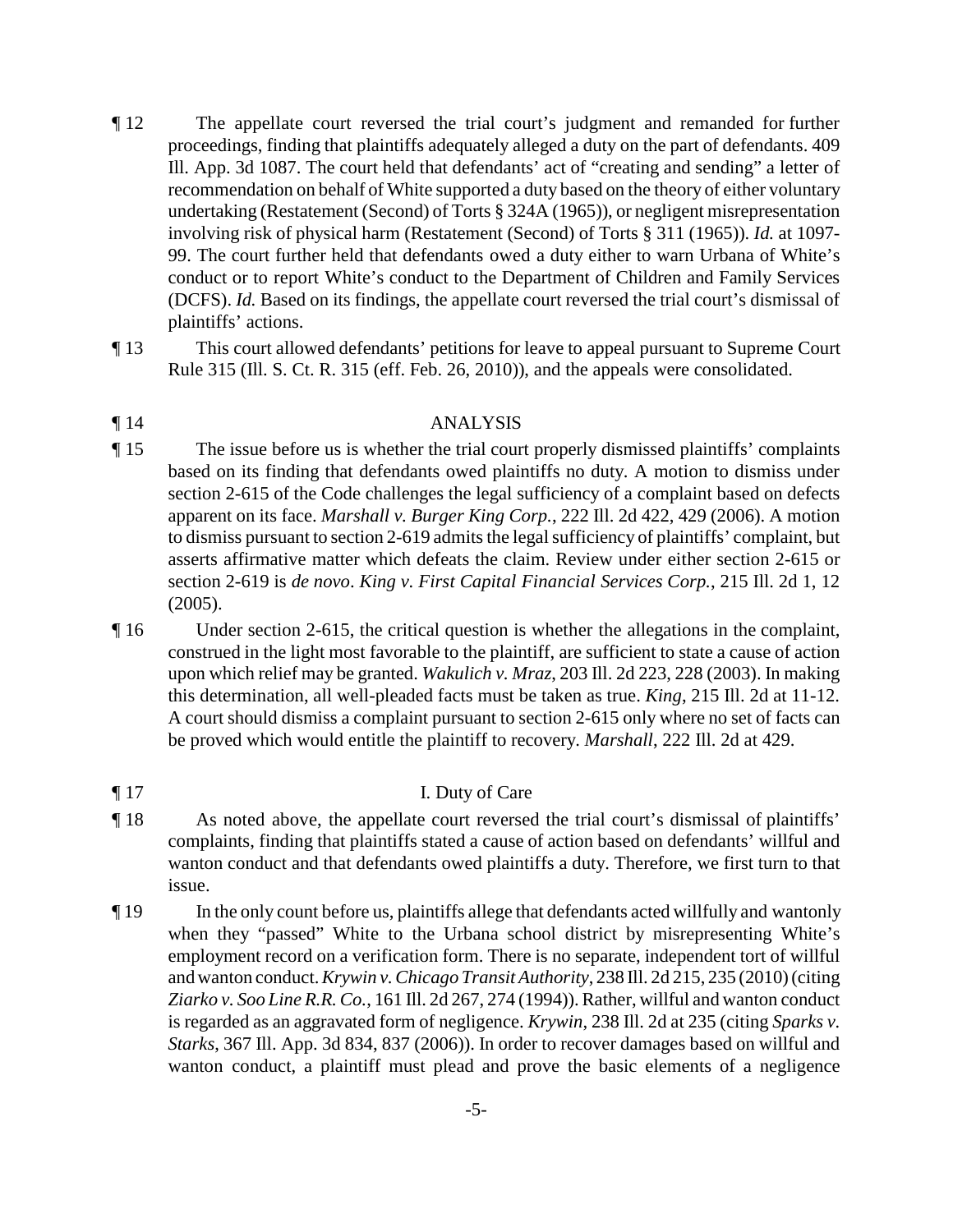¶ 12 The appellate court reversed the trial court's judgment and remanded for further proceedings, finding that plaintiffs adequately alleged a duty on the part of defendants. 409 Ill. App. 3d 1087. The court held that defendants' act of "creating and sending" a letter of recommendation on behalf of White supported a duty based on the theory of either voluntary undertaking (Restatement (Second) of Torts § 324A (1965)), or negligent misrepresentation involving risk of physical harm (Restatement (Second) of Torts § 311 (1965)). *Id.* at 1097-99. The court further held that defendants owed a duty either to warn Urbana of White's conduct or to report White's conduct to the Department of Children and Family Services (DCFS). *Id.* Based on its findings, the appellate court reversed the trial court's dismissal of plaintiffs' actions.

¶ 13 This court allowed defendants' petitions for leave to appeal pursuant to Supreme Court Rule 315 (Ill. S. Ct. R. 315 (eff. Feb. 26, 2010)), and the appeals were consolidated.

## ¶ 14 ANALYSIS

¶ 15 The issue before us is whether the trial court properly dismissed plaintiffs' complaints based on its finding that defendants owed plaintiffs no duty. A motion to dismiss under section 2-615 of the Code challenges the legal sufficiency of a complaint based on defects apparent on its face. *Marshall v. Burger King Corp.*, 222 Ill. 2d 422, 429 (2006). A motion to dismiss pursuant to section 2-619 admits the legal sufficiency of plaintiffs' complaint, but asserts affirmative matter which defeats the claim. Review under either section 2-615 or section 2-619 is *de novo*. *King v. First Capital Financial Services Corp.*, 215 Ill. 2d 1, 12 (2005).

¶ 16 Under section 2-615, the critical question is whether the allegations in the complaint, construed in the light most favorable to the plaintiff, are sufficient to state a cause of action upon which relief may be granted. *Wakulich v. Mraz*, 203 Ill. 2d 223, 228 (2003). In making this determination, all well-pleaded facts must be taken as true. *King*, 215 Ill. 2d at 11-12. A court should dismiss a complaint pursuant to section 2-615 only where no set of facts can be proved which would entitle the plaintiff to recovery. *Marshall*, 222 Ill. 2d at 429.

### ¶ 17 I. Duty of Care

¶ 18 As noted above, the appellate court reversed the trial court's dismissal of plaintiffs' complaints, finding that plaintiffs stated a cause of action based on defendants' willful and wanton conduct and that defendants owed plaintiffs a duty. Therefore, we first turn to that issue.

¶ 19 In the only count before us, plaintiffs allege that defendants acted willfully and wantonly when they "passed" White to the Urbana school district by misrepresenting White's employment record on a verification form. There is no separate, independent tort of willful and wanton conduct. *Krywin v. Chicago Transit Authority*, 238 Ill. 2d 215, 235 (2010) (citing *Ziarko v. Soo Line R.R. Co.*, 161 Ill. 2d 267, 274 (1994)). Rather, willful and wanton conduct is regarded as an aggravated form of negligence. *Krywin*, 238 Ill. 2d at 235 (citing *Sparks v. Starks*, 367 Ill. App. 3d 834, 837 (2006)). In order to recover damages based on willful and wanton conduct, a plaintiff must plead and prove the basic elements of a negligence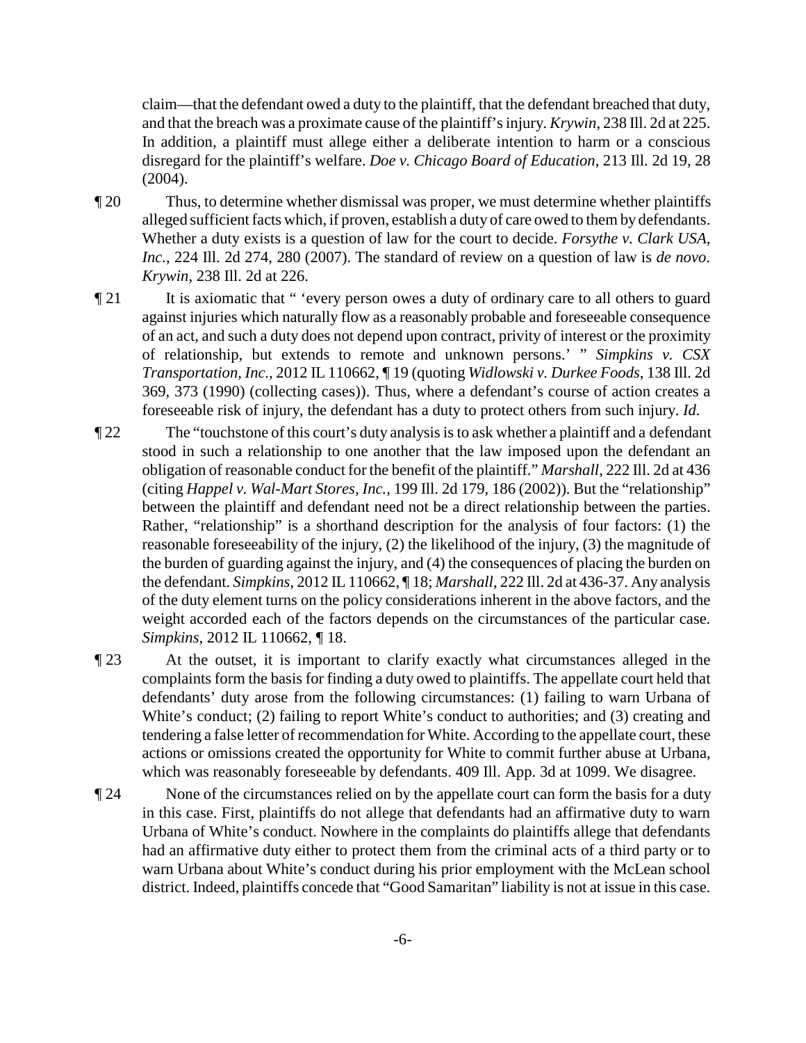claim—that the defendant owed a duty to the plaintiff, that the defendant breached that duty, and that the breach was a proximate cause of the plaintiff's injury. *Krywin*, 238 Ill. 2d at 225. In addition, a plaintiff must allege either a deliberate intention to harm or a conscious disregard for the plaintiff's welfare. *Doe v. Chicago Board of Education*, 213 Ill. 2d 19, 28 (2004).

¶ 20 Thus, to determine whether dismissal was proper, we must determine whether plaintiffs alleged sufficient facts which, if proven, establish a duty of care owed to them by defendants. Whether a duty exists is a question of law for the court to decide. *Forsythe v. Clark USA, Inc.*, 224 Ill. 2d 274, 280 (2007). The standard of review on a question of law is *de novo*. *Krywin*, 238 Ill. 2d at 226.

¶ 21 It is axiomatic that " 'every person owes a duty of ordinary care to all others to guard against injuries which naturally flow as a reasonably probable and foreseeable consequence of an act, and such a duty does not depend upon contract, privity of interest or the proximity of relationship, but extends to remote and unknown persons.' " *Simpkins v. CSX Transportation, Inc.*, 2012 IL 110662, ¶ 19 (quoting *Widlowski v. Durkee Foods*, 138 Ill. 2d 369, 373 (1990) (collecting cases)). Thus, where a defendant's course of action creates a foreseeable risk of injury, the defendant has a duty to protect others from such injury. *Id.*

¶ 22 The "touchstone of this court's duty analysis is to ask whether a plaintiff and a defendant stood in such a relationship to one another that the law imposed upon the defendant an obligation of reasonable conduct for the benefit of the plaintiff." *Marshall*, 222 Ill. 2d at 436 (citing *Happel v. Wal-Mart Stores, Inc.*, 199 Ill. 2d 179, 186 (2002)). But the "relationship" between the plaintiff and defendant need not be a direct relationship between the parties. Rather, "relationship" is a shorthand description for the analysis of four factors: (1) the reasonable foreseeability of the injury, (2) the likelihood of the injury, (3) the magnitude of the burden of guarding against the injury, and (4) the consequences of placing the burden on the defendant. *Simpkins*, 2012 IL 110662, ¶ 18; *Marshall*, 222 Ill. 2d at 436-37. Any analysis of the duty element turns on the policy considerations inherent in the above factors, and the weight accorded each of the factors depends on the circumstances of the particular case. *Simpkins*, 2012 IL 110662, ¶ 18.

¶ 23 At the outset, it is important to clarify exactly what circumstances alleged in the complaints form the basis for finding a duty owed to plaintiffs. The appellate court held that defendants' duty arose from the following circumstances: (1) failing to warn Urbana of White's conduct; (2) failing to report White's conduct to authorities; and (3) creating and tendering a false letter of recommendation for White. According to the appellate court, these actions or omissions created the opportunity for White to commit further abuse at Urbana, which was reasonably foreseeable by defendants. 409 Ill. App. 3d at 1099. We disagree.

¶ 24 None of the circumstances relied on by the appellate court can form the basis for a duty in this case. First, plaintiffs do not allege that defendants had an affirmative duty to warn Urbana of White's conduct. Nowhere in the complaints do plaintiffs allege that defendants had an affirmative duty either to protect them from the criminal acts of a third party or to warn Urbana about White's conduct during his prior employment with the McLean school district. Indeed, plaintiffs concede that "Good Samaritan" liability is not at issue in this case.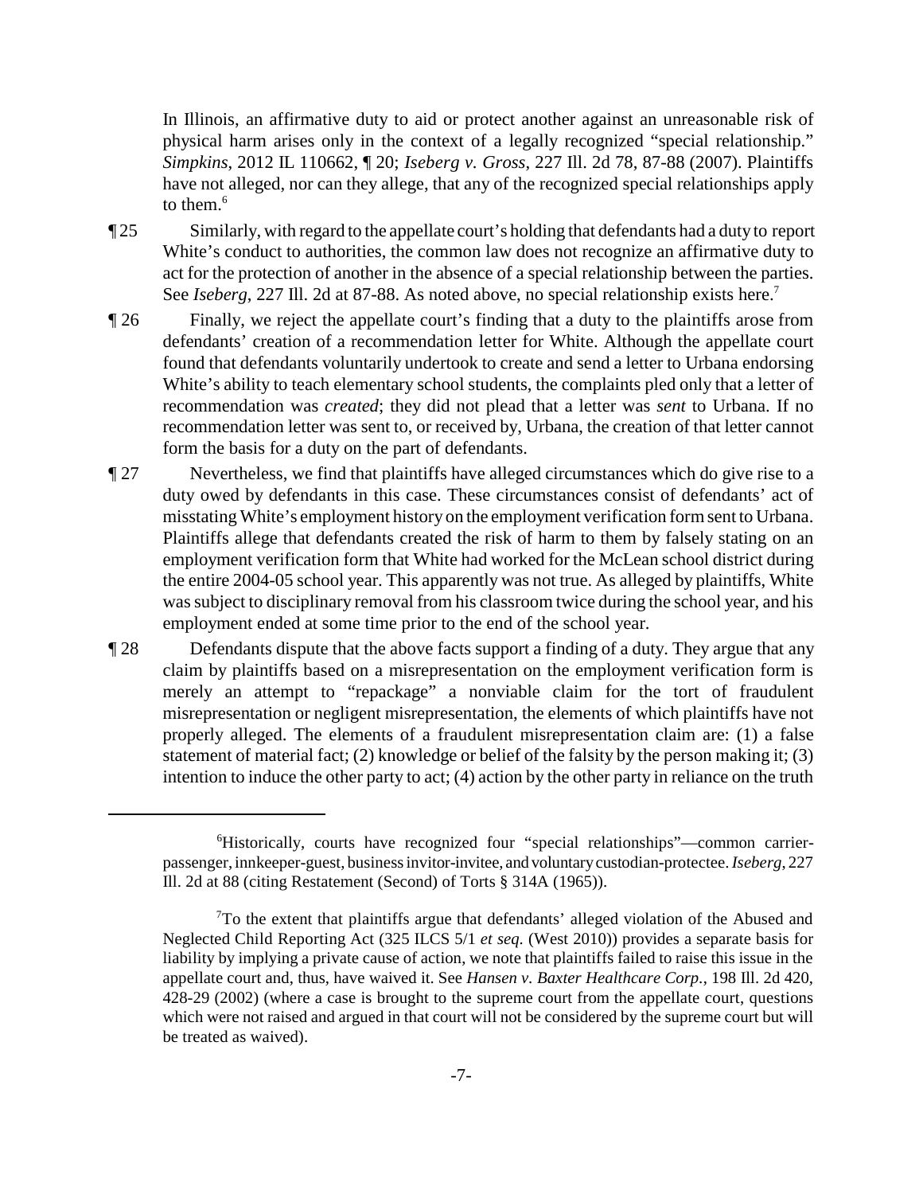In Illinois, an affirmative duty to aid or protect another against an unreasonable risk of physical harm arises only in the context of a legally recognized "special relationship." *Simpkins*, 2012 IL 110662, ¶ 20; *Iseberg v. Gross*, 227 Ill. 2d 78, 87-88 (2007). Plaintiffs have not alleged, nor can they allege, that any of the recognized special relationships apply to them.[6]

¶ 25 Similarly, with regard to the appellate court's holding that defendants had a duty to report White's conduct to authorities, the common law does not recognize an affirmative duty to act for the protection of another in the absence of a special relationship between the parties. See *Iseberg*, 227 Ill. 2d at 87-88. As noted above, no special relationship exists here.[7]

¶ 26 Finally, we reject the appellate court's finding that a duty to the plaintiffs arose from defendants' creation of a recommendation letter for White. Although the appellate court found that defendants voluntarily undertook to create and send a letter to Urbana endorsing White's ability to teach elementary school students, the complaints pled only that a letter of recommendation was *created*; they did not plead that a letter was *sent* to Urbana. If no recommendation letter was sent to, or received by, Urbana, the creation of that letter cannot form the basis for a duty on the part of defendants.

¶ 27 Nevertheless, we find that plaintiffs have alleged circumstances which do give rise to a duty owed by defendants in this case. These circumstances consist of defendants' act of misstating White's employment history on the employment verification form sent to Urbana. Plaintiffs allege that defendants created the risk of harm to them by falsely stating on an employment verification form that White had worked for the McLean school district during the entire 2004-05 school year. This apparently was not true. As alleged by plaintiffs, White was subject to disciplinary removal from his classroom twice during the school year, and his employment ended at some time prior to the end of the school year.

¶ 28 Defendants dispute that the above facts support a finding of a duty. They argue that any claim by plaintiffs based on a misrepresentation on the employment verification form is merely an attempt to "repackage" a nonviable claim for the tort of fraudulent misrepresentation or negligent misrepresentation, the elements of which plaintiffs have not properly alleged. The elements of a fraudulent misrepresentation claim are: (1) a false statement of material fact; (2) knowledge or belief of the falsity by the person making it; (3) intention to induce the other party to act; (4) action by the other party in reliance on the truth

---

[6]Historically, courts have recognized four "special relationships"—common carrier-passenger, innkeeper-guest, business invitor-invitee, and voluntary custodian-protectee. *Iseberg*, 227 Ill. 2d at 88 (citing Restatement (Second) of Torts § 314A (1965)).

[7]To the extent that plaintiffs argue that defendants' alleged violation of the Abused and Neglected Child Reporting Act (325 ILCS 5/1 *et seq.* (West 2010)) provides a separate basis for liability by implying a private cause of action, we note that plaintiffs failed to raise this issue in the appellate court and, thus, have waived it. See *Hansen v. Baxter Healthcare Corp.*, 198 Ill. 2d 420, 428-29 (2002) (where a case is brought to the supreme court from the appellate court, questions which were not raised and argued in that court will not be considered by the supreme court but will be treated as waived).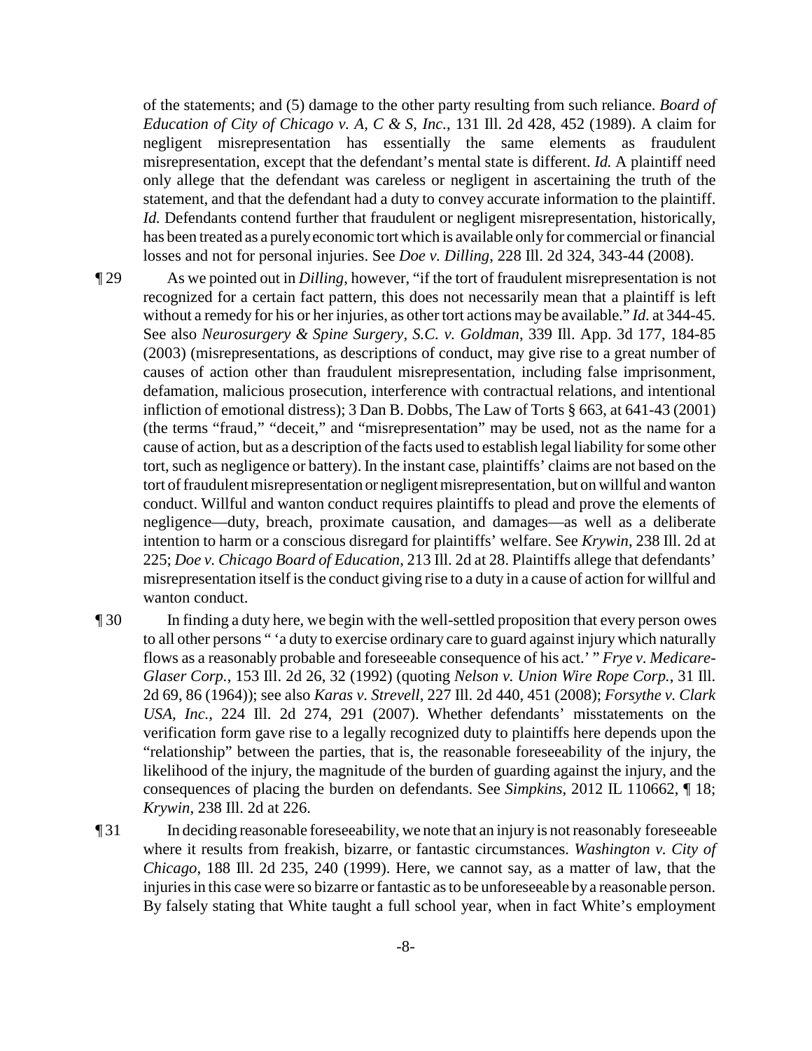of the statements; and (5) damage to the other party resulting from such reliance. *Board of Education of City of Chicago v. A, C & S, Inc.*, 131 Ill. 2d 428, 452 (1989). A claim for negligent misrepresentation has essentially the same elements as fraudulent misrepresentation, except that the defendant's mental state is different. *Id.* A plaintiff need only allege that the defendant was careless or negligent in ascertaining the truth of the statement, and that the defendant had a duty to convey accurate information to the plaintiff. *Id.* Defendants contend further that fraudulent or negligent misrepresentation, historically, has been treated as a purely economic tort which is available only for commercial or financial losses and not for personal injuries. See *Doe v. Dilling*, 228 Ill. 2d 324, 343-44 (2008).

¶ 29 As we pointed out in *Dilling*, however, "if the tort of fraudulent misrepresentation is not recognized for a certain fact pattern, this does not necessarily mean that a plaintiff is left without a remedy for his or her injuries, as other tort actions may be available." *Id.* at 344-45. See also *Neurosurgery & Spine Surgery, S.C. v. Goldman*, 339 Ill. App. 3d 177, 184-85 (2003) (misrepresentations, as descriptions of conduct, may give rise to a great number of causes of action other than fraudulent misrepresentation, including false imprisonment, defamation, malicious prosecution, interference with contractual relations, and intentional infliction of emotional distress); 3 Dan B. Dobbs, The Law of Torts § 663, at 641-43 (2001) (the terms "fraud," "deceit," and "misrepresentation" may be used, not as the name for a cause of action, but as a description of the facts used to establish legal liability for some other tort, such as negligence or battery). In the instant case, plaintiffs' claims are not based on the tort of fraudulent misrepresentation or negligent misrepresentation, but on willful and wanton conduct. Willful and wanton conduct requires plaintiffs to plead and prove the elements of negligence—duty, breach, proximate causation, and damages—as well as a deliberate intention to harm or a conscious disregard for plaintiffs' welfare. See *Krywin*, 238 Ill. 2d at 225; *Doe v. Chicago Board of Education*, 213 Ill. 2d at 28. Plaintiffs allege that defendants' misrepresentation itself is the conduct giving rise to a duty in a cause of action for willful and wanton conduct.

¶ 30 In finding a duty here, we begin with the well-settled proposition that every person owes to all other persons " 'a duty to exercise ordinary care to guard against injury which naturally flows as a reasonably probable and foreseeable consequence of his act.' " *Frye v. Medicare-Glaser Corp.*, 153 Ill. 2d 26, 32 (1992) (quoting *Nelson v. Union Wire Rope Corp.*, 31 Ill. 2d 69, 86 (1964)); see also *Karas v. Strevell*, 227 Ill. 2d 440, 451 (2008); *Forsythe v. Clark USA, Inc.*, 224 Ill. 2d 274, 291 (2007). Whether defendants' misstatements on the verification form gave rise to a legally recognized duty to plaintiffs here depends upon the "relationship" between the parties, that is, the reasonable foreseeability of the injury, the likelihood of the injury, the magnitude of the burden of guarding against the injury, and the consequences of placing the burden on defendants. See *Simpkins*, 2012 IL 110662, ¶ 18; *Krywin*, 238 Ill. 2d at 226.

¶ 31 In deciding reasonable foreseeability, we note that an injury is not reasonably foreseeable where it results from freakish, bizarre, or fantastic circumstances. *Washington v. City of Chicago*, 188 Ill. 2d 235, 240 (1999). Here, we cannot say, as a matter of law, that the injuries in this case were so bizarre or fantastic as to be unforeseeable by a reasonable person. By falsely stating that White taught a full school year, when in fact White's employment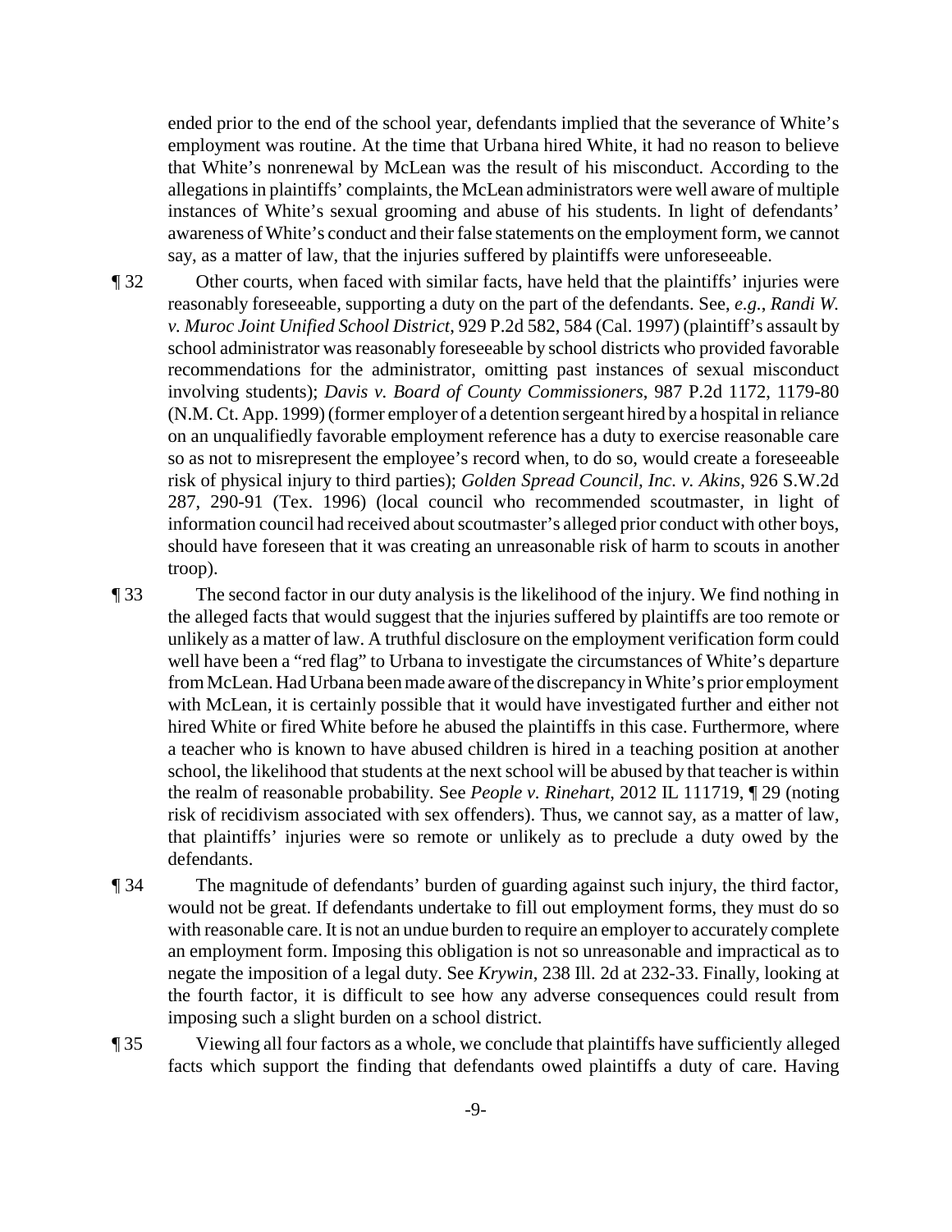ended prior to the end of the school year, defendants implied that the severance of White's employment was routine. At the time that Urbana hired White, it had no reason to believe that White's nonrenewal by McLean was the result of his misconduct. According to the allegations in plaintiffs' complaints, the McLean administrators were well aware of multiple instances of White's sexual grooming and abuse of his students. In light of defendants' awareness of White's conduct and their false statements on the employment form, we cannot say, as a matter of law, that the injuries suffered by plaintiffs were unforeseeable.

¶ 32 Other courts, when faced with similar facts, have held that the plaintiffs' injuries were reasonably foreseeable, supporting a duty on the part of the defendants. See, *e.g.*, *Randi W. v. Muroc Joint Unified School District*, 929 P.2d 582, 584 (Cal. 1997) (plaintiff's assault by school administrator was reasonably foreseeable by school districts who provided favorable recommendations for the administrator, omitting past instances of sexual misconduct involving students); *Davis v. Board of County Commissioners*, 987 P.2d 1172, 1179-80 (N.M. Ct. App. 1999) (former employer of a detention sergeant hired by a hospital in reliance on an unqualifiedly favorable employment reference has a duty to exercise reasonable care so as not to misrepresent the employee's record when, to do so, would create a foreseeable risk of physical injury to third parties); *Golden Spread Council, Inc. v. Akins*, 926 S.W.2d 287, 290-91 (Tex. 1996) (local council who recommended scoutmaster, in light of information council had received about scoutmaster's alleged prior conduct with other boys, should have foreseen that it was creating an unreasonable risk of harm to scouts in another troop).

¶ 33 The second factor in our duty analysis is the likelihood of the injury. We find nothing in the alleged facts that would suggest that the injuries suffered by plaintiffs are too remote or unlikely as a matter of law. A truthful disclosure on the employment verification form could well have been a "red flag" to Urbana to investigate the circumstances of White's departure from McLean. Had Urbana been made aware of the discrepancy in White's prior employment with McLean, it is certainly possible that it would have investigated further and either not hired White or fired White before he abused the plaintiffs in this case. Furthermore, where a teacher who is known to have abused children is hired in a teaching position at another school, the likelihood that students at the next school will be abused by that teacher is within the realm of reasonable probability. See *People v. Rinehart*, 2012 IL 111719, ¶ 29 (noting risk of recidivism associated with sex offenders). Thus, we cannot say, as a matter of law, that plaintiffs' injuries were so remote or unlikely as to preclude a duty owed by the defendants.

¶ 34 The magnitude of defendants' burden of guarding against such injury, the third factor, would not be great. If defendants undertake to fill out employment forms, they must do so with reasonable care. It is not an undue burden to require an employer to accurately complete an employment form. Imposing this obligation is not so unreasonable and impractical as to negate the imposition of a legal duty. See *Krywin*, 238 Ill. 2d at 232-33. Finally, looking at the fourth factor, it is difficult to see how any adverse consequences could result from imposing such a slight burden on a school district.

¶ 35 Viewing all four factors as a whole, we conclude that plaintiffs have sufficiently alleged facts which support the finding that defendants owed plaintiffs a duty of care. Having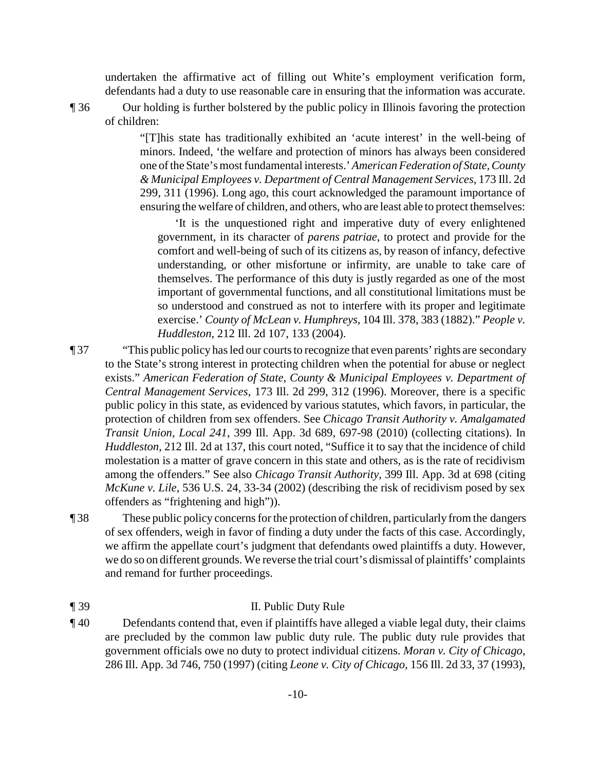undertaken the affirmative act of filling out White's employment verification form, defendants had a duty to use reasonable care in ensuring that the information was accurate.

¶ 36 Our holding is further bolstered by the public policy in Illinois favoring the protection of children:

> "[T]his state has traditionally exhibited an 'acute interest' in the well-being of minors. Indeed, 'the welfare and protection of minors has always been considered one of the State's most fundamental interests.' *American Federation of State, County & Municipal Employees v. Department of Central Management Services*, 173 Ill. 2d 299, 311 (1996). Long ago, this court acknowledged the paramount importance of ensuring the welfare of children, and others, who are least able to protect themselves:
>
> > 'It is the unquestioned right and imperative duty of every enlightened government, in its character of *parens patriae*, to protect and provide for the comfort and well-being of such of its citizens as, by reason of infancy, defective understanding, or other misfortune or infirmity, are unable to take care of themselves. The performance of this duty is justly regarded as one of the most important of governmental functions, and all constitutional limitations must be so understood and construed as not to interfere with its proper and legitimate exercise.' *County of McLean v. Humphreys*, 104 Ill. 378, 383 (1882)." *People v. Huddleston*, 212 Ill. 2d 107, 133 (2004).

¶ 37 "This public policy has led our courts to recognize that even parents' rights are secondary to the State's strong interest in protecting children when the potential for abuse or neglect exists." *American Federation of State, County & Municipal Employees v. Department of Central Management Services*, 173 Ill. 2d 299, 312 (1996). Moreover, there is a specific public policy in this state, as evidenced by various statutes, which favors, in particular, the protection of children from sex offenders. See *Chicago Transit Authority v. Amalgamated Transit Union, Local 241*, 399 Ill. App. 3d 689, 697-98 (2010) (collecting citations). In *Huddleston*, 212 Ill. 2d at 137, this court noted, "Suffice it to say that the incidence of child molestation is a matter of grave concern in this state and others, as is the rate of recidivism among the offenders." See also *Chicago Transit Authority*, 399 Ill. App. 3d at 698 (citing *McKune v. Lile*, 536 U.S. 24, 33-34 (2002) (describing the risk of recidivism posed by sex offenders as "frightening and high")).

¶ 38 These public policy concerns for the protection of children, particularly from the dangers of sex offenders, weigh in favor of finding a duty under the facts of this case. Accordingly, we affirm the appellate court's judgment that defendants owed plaintiffs a duty. However, we do so on different grounds. We reverse the trial court's dismissal of plaintiffs' complaints and remand for further proceedings.

¶ 39 II. Public Duty Rule

¶ 40 Defendants contend that, even if plaintiffs have alleged a viable legal duty, their claims are precluded by the common law public duty rule. The public duty rule provides that government officials owe no duty to protect individual citizens. *Moran v. City of Chicago*, 286 Ill. App. 3d 746, 750 (1997) (citing *Leone v. City of Chicago*, 156 Ill. 2d 33, 37 (1993),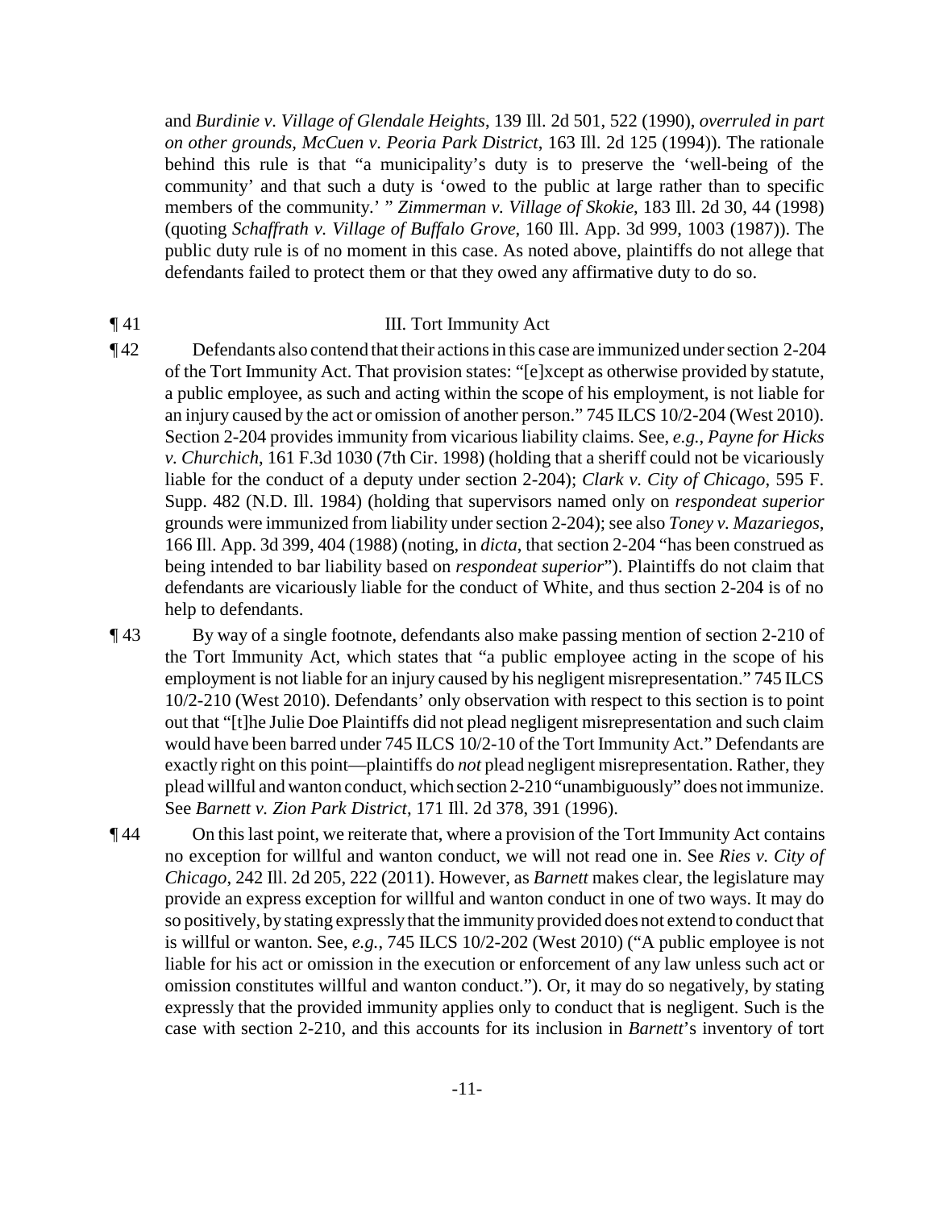and *Burdinie v. Village of Glendale Heights*, 139 Ill. 2d 501, 522 (1990), *overruled in part on other grounds*, *McCuen v. Peoria Park District*, 163 Ill. 2d 125 (1994)). The rationale behind this rule is that "a municipality's duty is to preserve the 'well-being of the community' and that such a duty is 'owed to the public at large rather than to specific members of the community.' " *Zimmerman v. Village of Skokie*, 183 Ill. 2d 30, 44 (1998) (quoting *Schaffrath v. Village of Buffalo Grove*, 160 Ill. App. 3d 999, 1003 (1987)). The public duty rule is of no moment in this case. As noted above, plaintiffs do not allege that defendants failed to protect them or that they owed any affirmative duty to do so.

¶ 41 III. Tort Immunity Act

¶ 42 Defendants also contend that their actions in this case are immunized under section 2-204 of the Tort Immunity Act. That provision states: "[e]xcept as otherwise provided by statute, a public employee, as such and acting within the scope of his employment, is not liable for an injury caused by the act or omission of another person." 745 ILCS 10/2-204 (West 2010). Section 2-204 provides immunity from vicarious liability claims. See, *e.g.*, *Payne for Hicks v. Churchich*, 161 F.3d 1030 (7th Cir. 1998) (holding that a sheriff could not be vicariously liable for the conduct of a deputy under section 2-204); *Clark v. City of Chicago*, 595 F. Supp. 482 (N.D. Ill. 1984) (holding that supervisors named only on *respondeat superior* grounds were immunized from liability under section 2-204); see also *Toney v. Mazariegos*, 166 Ill. App. 3d 399, 404 (1988) (noting, in *dicta*, that section 2-204 "has been construed as being intended to bar liability based on *respondeat superior*"). Plaintiffs do not claim that defendants are vicariously liable for the conduct of White, and thus section 2-204 is of no help to defendants.

¶ 43 By way of a single footnote, defendants also make passing mention of section 2-210 of the Tort Immunity Act, which states that "a public employee acting in the scope of his employment is not liable for an injury caused by his negligent misrepresentation." 745 ILCS 10/2-210 (West 2010). Defendants' only observation with respect to this section is to point out that "[t]he Julie Doe Plaintiffs did not plead negligent misrepresentation and such claim would have been barred under 745 ILCS 10/2-10 of the Tort Immunity Act." Defendants are exactly right on this point—plaintiffs do *not* plead negligent misrepresentation. Rather, they plead willful and wanton conduct, which section 2-210 "unambiguously" does not immunize. See *Barnett v. Zion Park District*, 171 Ill. 2d 378, 391 (1996).

¶ 44 On this last point, we reiterate that, where a provision of the Tort Immunity Act contains no exception for willful and wanton conduct, we will not read one in. See *Ries v. City of Chicago*, 242 Ill. 2d 205, 222 (2011). However, as *Barnett* makes clear, the legislature may provide an express exception for willful and wanton conduct in one of two ways. It may do so positively, by stating expressly that the immunity provided does not extend to conduct that is willful or wanton. See, *e.g.*, 745 ILCS 10/2-202 (West 2010) ("A public employee is not liable for his act or omission in the execution or enforcement of any law unless such act or omission constitutes willful and wanton conduct."). Or, it may do so negatively, by stating expressly that the provided immunity applies only to conduct that is negligent. Such is the case with section 2-210, and this accounts for its inclusion in *Barnett*'s inventory of tort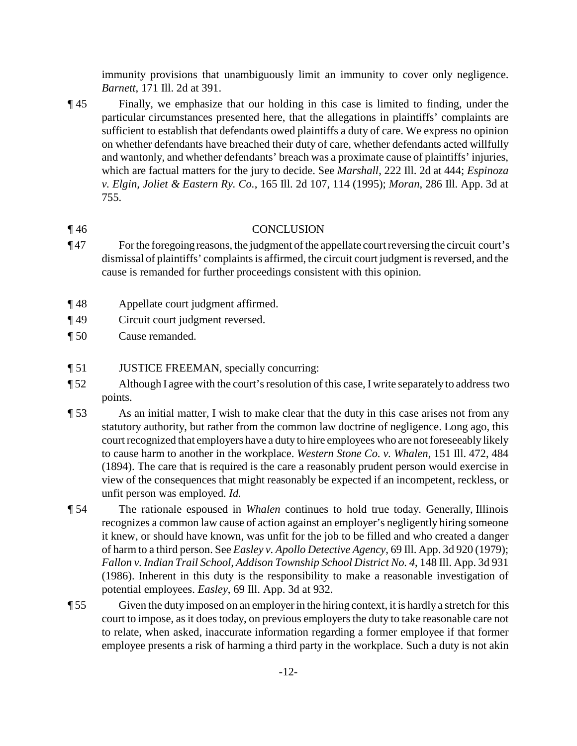immunity provisions that unambiguously limit an immunity to cover only negligence. *Barnett*, 171 Ill. 2d at 391.

¶ 45 Finally, we emphasize that our holding in this case is limited to finding, under the particular circumstances presented here, that the allegations in plaintiffs' complaints are sufficient to establish that defendants owed plaintiffs a duty of care. We express no opinion on whether defendants have breached their duty of care, whether defendants acted willfully and wantonly, and whether defendants' breach was a proximate cause of plaintiffs' injuries, which are factual matters for the jury to decide. See *Marshall*, 222 Ill. 2d at 444; *Espinoza v. Elgin, Joliet & Eastern Ry. Co.*, 165 Ill. 2d 107, 114 (1995); *Moran*, 286 Ill. App. 3d at 755.

¶ 46 CONCLUSION

¶ 47 For the foregoing reasons, the judgment of the appellate court reversing the circuit court's dismissal of plaintiffs' complaints is affirmed, the circuit court judgment is reversed, and the cause is remanded for further proceedings consistent with this opinion.

¶ 48 Appellate court judgment affirmed.

¶ 49 Circuit court judgment reversed.

¶ 50 Cause remanded.

¶ 51 JUSTICE FREEMAN, specially concurring:

¶ 52 Although I agree with the court's resolution of this case, I write separately to address two points.

¶ 53 As an initial matter, I wish to make clear that the duty in this case arises not from any statutory authority, but rather from the common law doctrine of negligence. Long ago, this court recognized that employers have a duty to hire employees who are not foreseeably likely to cause harm to another in the workplace. *Western Stone Co. v. Whalen*, 151 Ill. 472, 484 (1894). The care that is required is the care a reasonably prudent person would exercise in view of the consequences that might reasonably be expected if an incompetent, reckless, or unfit person was employed. *Id.*

¶ 54 The rationale espoused in *Whalen* continues to hold true today. Generally, Illinois recognizes a common law cause of action against an employer's negligently hiring someone it knew, or should have known, was unfit for the job to be filled and who created a danger of harm to a third person. See *Easley v. Apollo Detective Agency*, 69 Ill. App. 3d 920 (1979); *Fallon v. Indian Trail School, Addison Township School District No. 4*, 148 Ill. App. 3d 931 (1986). Inherent in this duty is the responsibility to make a reasonable investigation of potential employees. *Easley*, 69 Ill. App. 3d at 932.

¶ 55 Given the duty imposed on an employer in the hiring context, it is hardly a stretch for this court to impose, as it does today, on previous employers the duty to take reasonable care not to relate, when asked, inaccurate information regarding a former employee if that former employee presents a risk of harming a third party in the workplace. Such a duty is not akin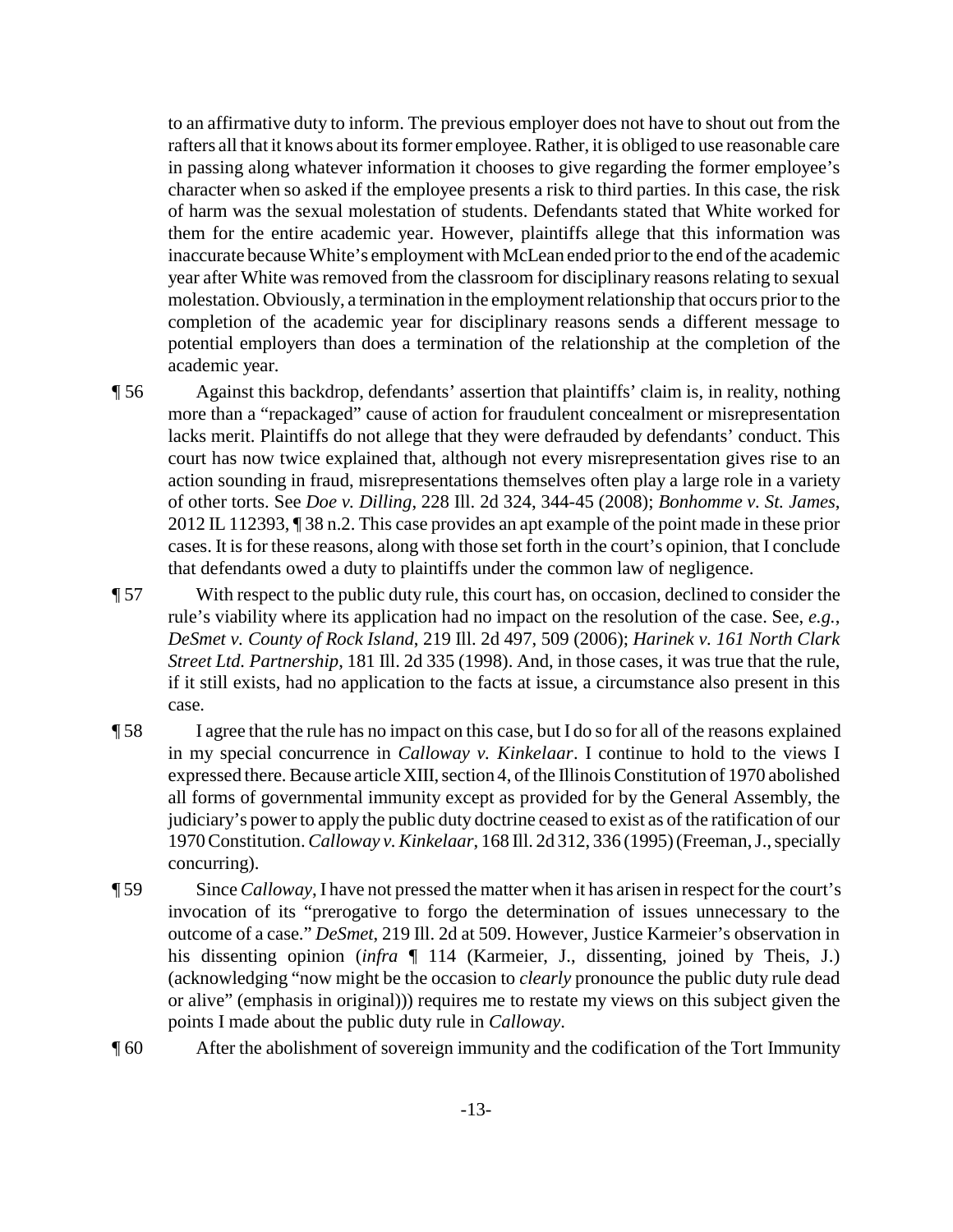to an affirmative duty to inform. The previous employer does not have to shout out from the rafters all that it knows about its former employee. Rather, it is obliged to use reasonable care in passing along whatever information it chooses to give regarding the former employee's character when so asked if the employee presents a risk to third parties. In this case, the risk of harm was the sexual molestation of students. Defendants stated that White worked for them for the entire academic year. However, plaintiffs allege that this information was inaccurate because White's employment with McLean ended prior to the end of the academic year after White was removed from the classroom for disciplinary reasons relating to sexual molestation. Obviously, a termination in the employment relationship that occurs prior to the completion of the academic year for disciplinary reasons sends a different message to potential employers than does a termination of the relationship at the completion of the academic year.

¶ 56 Against this backdrop, defendants' assertion that plaintiffs' claim is, in reality, nothing more than a "repackaged" cause of action for fraudulent concealment or misrepresentation lacks merit. Plaintiffs do not allege that they were defrauded by defendants' conduct. This court has now twice explained that, although not every misrepresentation gives rise to an action sounding in fraud, misrepresentations themselves often play a large role in a variety of other torts. See *Doe v. Dilling*, 228 Ill. 2d 324, 344-45 (2008); *Bonhomme v. St. James*, 2012 IL 112393, ¶ 38 n.2. This case provides an apt example of the point made in these prior cases. It is for these reasons, along with those set forth in the court's opinion, that I conclude that defendants owed a duty to plaintiffs under the common law of negligence.

¶ 57 With respect to the public duty rule, this court has, on occasion, declined to consider the rule's viability where its application had no impact on the resolution of the case. See, *e.g.*, *DeSmet v. County of Rock Island*, 219 Ill. 2d 497, 509 (2006); *Harinek v. 161 North Clark Street Ltd. Partnership*, 181 Ill. 2d 335 (1998). And, in those cases, it was true that the rule, if it still exists, had no application to the facts at issue, a circumstance also present in this case.

¶ 58 I agree that the rule has no impact on this case, but I do so for all of the reasons explained in my special concurrence in *Calloway v. Kinkelaar*. I continue to hold to the views I expressed there. Because article XIII, section 4, of the Illinois Constitution of 1970 abolished all forms of governmental immunity except as provided for by the General Assembly, the judiciary's power to apply the public duty doctrine ceased to exist as of the ratification of our 1970 Constitution. *Calloway v. Kinkelaar*, 168 Ill. 2d 312, 336 (1995) (Freeman, J., specially concurring).

¶ 59 Since *Calloway*, I have not pressed the matter when it has arisen in respect for the court's invocation of its "prerogative to forgo the determination of issues unnecessary to the outcome of a case." *DeSmet*, 219 Ill. 2d at 509. However, Justice Karmeier's observation in his dissenting opinion (*infra* ¶ 114 (Karmeier, J., dissenting, joined by Theis, J.) (acknowledging "now might be the occasion to *clearly* pronounce the public duty rule dead or alive" (emphasis in original))) requires me to restate my views on this subject given the points I made about the public duty rule in *Calloway*.

¶ 60 After the abolishment of sovereign immunity and the codification of the Tort Immunity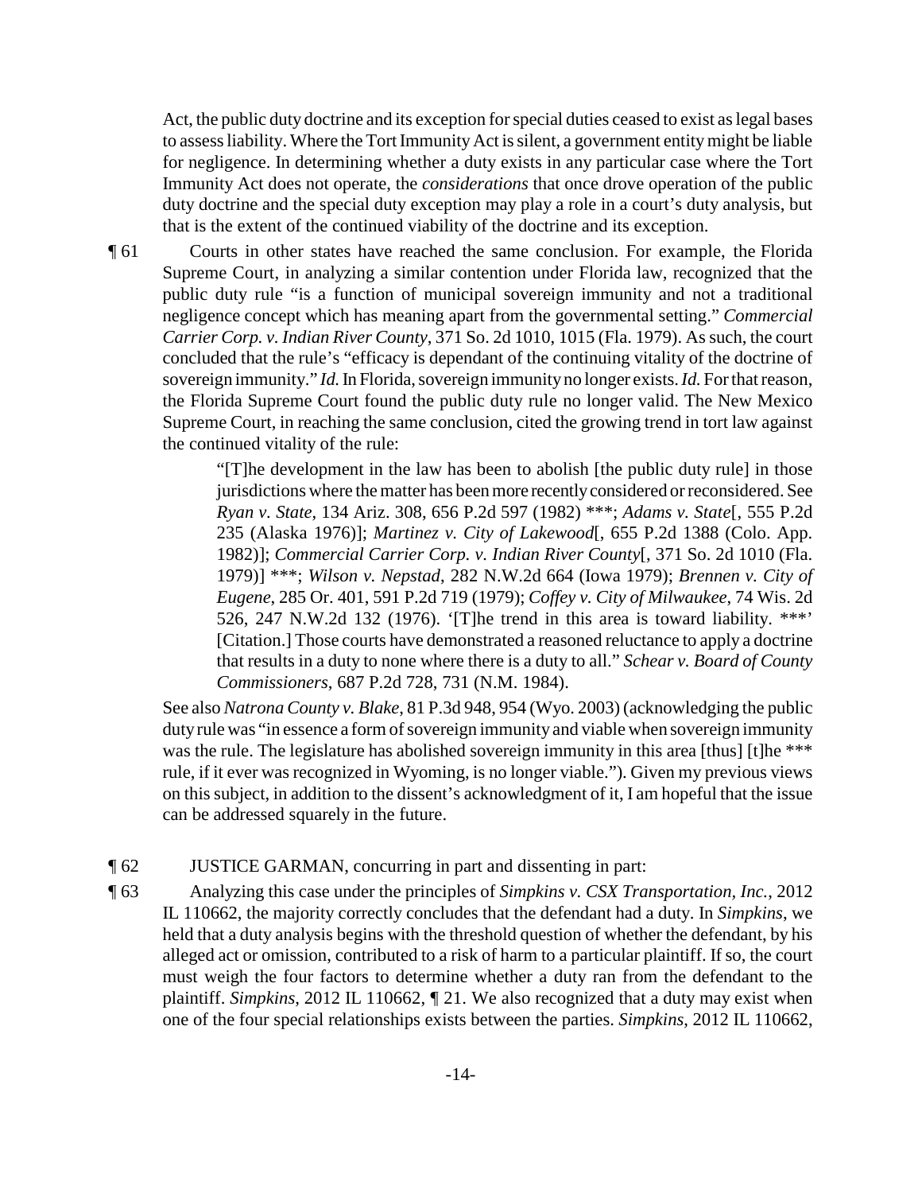Act, the public duty doctrine and its exception for special duties ceased to exist as legal bases to assess liability. Where the Tort Immunity Act is silent, a government entity might be liable for negligence. In determining whether a duty exists in any particular case where the Tort Immunity Act does not operate, the *considerations* that once drove operation of the public duty doctrine and the special duty exception may play a role in a court's duty analysis, but that is the extent of the continued viability of the doctrine and its exception.

¶ 61 Courts in other states have reached the same conclusion. For example, the Florida Supreme Court, in analyzing a similar contention under Florida law, recognized that the public duty rule "is a function of municipal sovereign immunity and not a traditional negligence concept which has meaning apart from the governmental setting." *Commercial Carrier Corp. v. Indian River County*, 371 So. 2d 1010, 1015 (Fla. 1979). As such, the court concluded that the rule's "efficacy is dependant of the continuing vitality of the doctrine of sovereign immunity." *Id.* In Florida, sovereign immunity no longer exists. *Id.* For that reason, the Florida Supreme Court found the public duty rule no longer valid. The New Mexico Supreme Court, in reaching the same conclusion, cited the growing trend in tort law against the continued vitality of the rule:

> "[T]he development in the law has been to abolish [the public duty rule] in those jurisdictions where the matter has been more recently considered or reconsidered. See *Ryan v. State*, 134 Ariz. 308, 656 P.2d 597 (1982) ***; *Adams v. State*[, 555 P.2d 235 (Alaska 1976)]; *Martinez v. City of Lakewood*[, 655 P.2d 1388 (Colo. App. 1982)]; *Commercial Carrier Corp. v. Indian River County*[, 371 So. 2d 1010 (Fla. 1979)] ***; *Wilson v. Nepstad*, 282 N.W.2d 664 (Iowa 1979); *Brennen v. City of Eugene*, 285 Or. 401, 591 P.2d 719 (1979); *Coffey v. City of Milwaukee*, 74 Wis. 2d 526, 247 N.W.2d 132 (1976). '[T]he trend in this area is toward liability. ***' [Citation.] Those courts have demonstrated a reasoned reluctance to apply a doctrine that results in a duty to none where there is a duty to all." *Schear v. Board of County Commissioners*, 687 P.2d 728, 731 (N.M. 1984).

See also *Natrona County v. Blake*, 81 P.3d 948, 954 (Wyo. 2003) (acknowledging the public duty rule was "in essence a form of sovereign immunity and viable when sovereign immunity was the rule. The legislature has abolished sovereign immunity in this area [thus] [t]he *** rule, if it ever was recognized in Wyoming, is no longer viable."). Given my previous views on this subject, in addition to the dissent's acknowledgment of it, I am hopeful that the issue can be addressed squarely in the future.

¶ 62 JUSTICE GARMAN, concurring in part and dissenting in part:

¶ 63 Analyzing this case under the principles of *Simpkins v. CSX Transportation, Inc.*, 2012 IL 110662, the majority correctly concludes that the defendant had a duty. In *Simpkins*, we held that a duty analysis begins with the threshold question of whether the defendant, by his alleged act or omission, contributed to a risk of harm to a particular plaintiff. If so, the court must weigh the four factors to determine whether a duty ran from the defendant to the plaintiff. *Simpkins*, 2012 IL 110662, ¶ 21. We also recognized that a duty may exist when one of the four special relationships exists between the parties. *Simpkins*, 2012 IL 110662,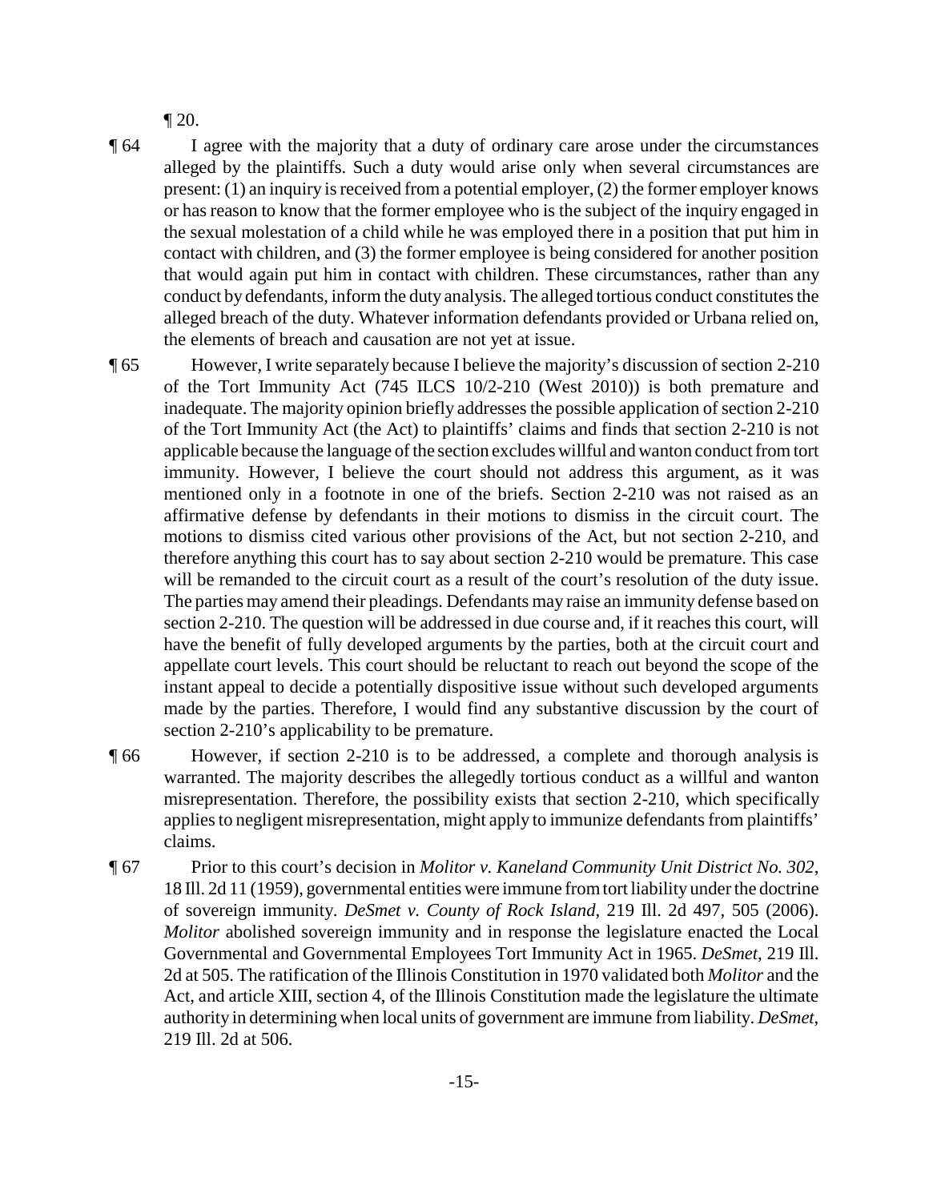¶ 20.

¶ 64 I agree with the majority that a duty of ordinary care arose under the circumstances alleged by the plaintiffs. Such a duty would arise only when several circumstances are present: (1) an inquiry is received from a potential employer, (2) the former employer knows or has reason to know that the former employee who is the subject of the inquiry engaged in the sexual molestation of a child while he was employed there in a position that put him in contact with children, and (3) the former employee is being considered for another position that would again put him in contact with children. These circumstances, rather than any conduct by defendants, inform the duty analysis. The alleged tortious conduct constitutes the alleged breach of the duty. Whatever information defendants provided or Urbana relied on, the elements of breach and causation are not yet at issue.

¶ 65 However, I write separately because I believe the majority's discussion of section 2-210 of the Tort Immunity Act (745 ILCS 10/2-210 (West 2010)) is both premature and inadequate. The majority opinion briefly addresses the possible application of section 2-210 of the Tort Immunity Act (the Act) to plaintiffs' claims and finds that section 2-210 is not applicable because the language of the section excludes willful and wanton conduct from tort immunity. However, I believe the court should not address this argument, as it was mentioned only in a footnote in one of the briefs. Section 2-210 was not raised as an affirmative defense by defendants in their motions to dismiss in the circuit court. The motions to dismiss cited various other provisions of the Act, but not section 2-210, and therefore anything this court has to say about section 2-210 would be premature. This case will be remanded to the circuit court as a result of the court's resolution of the duty issue. The parties may amend their pleadings. Defendants may raise an immunity defense based on section 2-210. The question will be addressed in due course and, if it reaches this court, will have the benefit of fully developed arguments by the parties, both at the circuit court and appellate court levels. This court should be reluctant to reach out beyond the scope of the instant appeal to decide a potentially dispositive issue without such developed arguments made by the parties. Therefore, I would find any substantive discussion by the court of section 2-210's applicability to be premature.

¶ 66 However, if section 2-210 is to be addressed, a complete and thorough analysis is warranted. The majority describes the allegedly tortious conduct as a willful and wanton misrepresentation. Therefore, the possibility exists that section 2-210, which specifically applies to negligent misrepresentation, might apply to immunize defendants from plaintiffs' claims.

¶ 67 Prior to this court's decision in *Molitor v. Kaneland Community Unit District No. 302*, 18 Ill. 2d 11 (1959), governmental entities were immune from tort liability under the doctrine of sovereign immunity. *DeSmet v. County of Rock Island*, 219 Ill. 2d 497, 505 (2006). *Molitor* abolished sovereign immunity and in response the legislature enacted the Local Governmental and Governmental Employees Tort Immunity Act in 1965. *DeSmet*, 219 Ill. 2d at 505. The ratification of the Illinois Constitution in 1970 validated both *Molitor* and the Act, and article XIII, section 4, of the Illinois Constitution made the legislature the ultimate authority in determining when local units of government are immune from liability. *DeSmet*, 219 Ill. 2d at 506.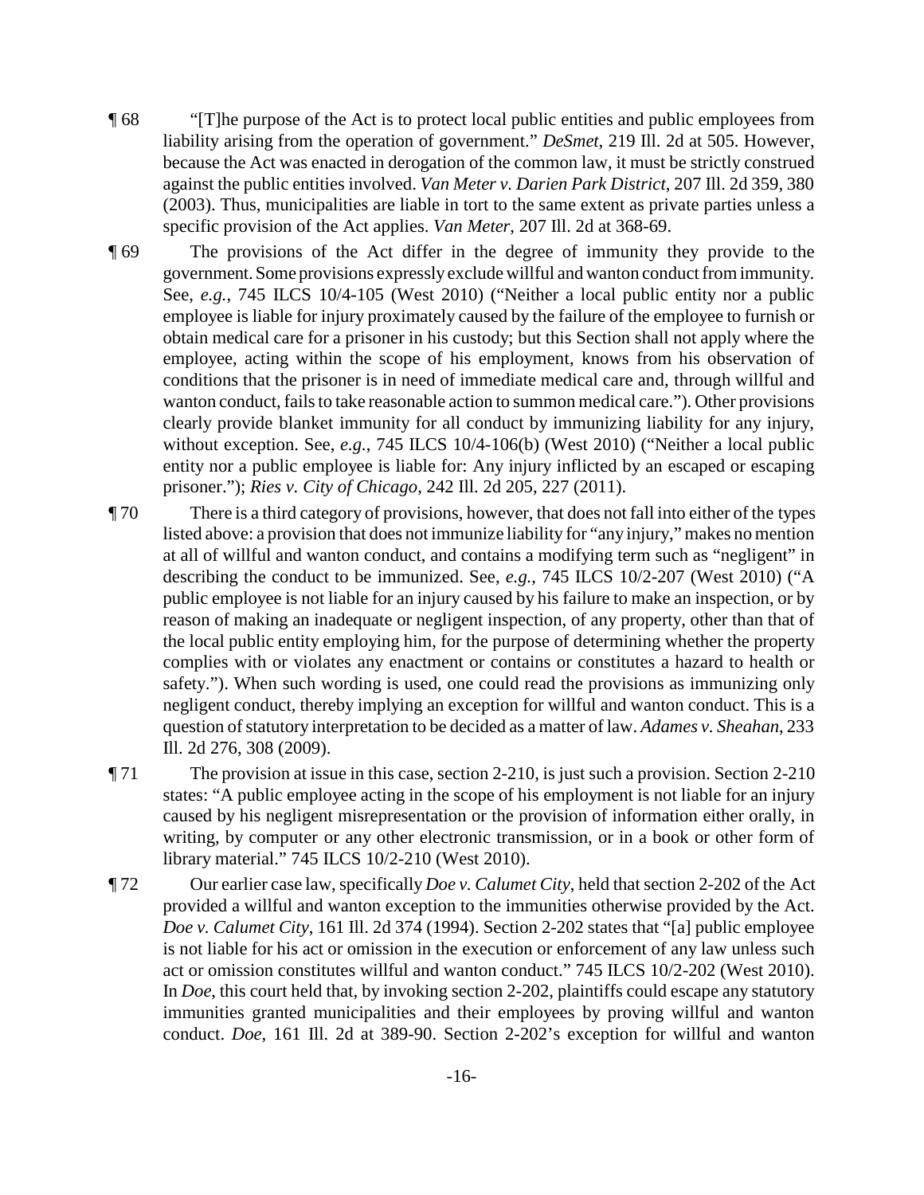¶ 68 "[T]he purpose of the Act is to protect local public entities and public employees from liability arising from the operation of government." *DeSmet*, 219 Ill. 2d at 505. However, because the Act was enacted in derogation of the common law, it must be strictly construed against the public entities involved. *Van Meter v. Darien Park District*, 207 Ill. 2d 359, 380 (2003). Thus, municipalities are liable in tort to the same extent as private parties unless a specific provision of the Act applies. *Van Meter*, 207 Ill. 2d at 368-69.

¶ 69 The provisions of the Act differ in the degree of immunity they provide to the government. Some provisions expressly exclude willful and wanton conduct from immunity. See, *e.g.*, 745 ILCS 10/4-105 (West 2010) ("Neither a local public entity nor a public employee is liable for injury proximately caused by the failure of the employee to furnish or obtain medical care for a prisoner in his custody; but this Section shall not apply where the employee, acting within the scope of his employment, knows from his observation of conditions that the prisoner is in need of immediate medical care and, through willful and wanton conduct, fails to take reasonable action to summon medical care."). Other provisions clearly provide blanket immunity for all conduct by immunizing liability for any injury, without exception. See, *e.g.*, 745 ILCS 10/4-106(b) (West 2010) ("Neither a local public entity nor a public employee is liable for: Any injury inflicted by an escaped or escaping prisoner."); *Ries v. City of Chicago*, 242 Ill. 2d 205, 227 (2011).

¶ 70 There is a third category of provisions, however, that does not fall into either of the types listed above: a provision that does not immunize liability for "any injury," makes no mention at all of willful and wanton conduct, and contains a modifying term such as "negligent" in describing the conduct to be immunized. See, *e.g.*, 745 ILCS 10/2-207 (West 2010) ("A public employee is not liable for an injury caused by his failure to make an inspection, or by reason of making an inadequate or negligent inspection, of any property, other than that of the local public entity employing him, for the purpose of determining whether the property complies with or violates any enactment or contains or constitutes a hazard to health or safety."). When such wording is used, one could read the provisions as immunizing only negligent conduct, thereby implying an exception for willful and wanton conduct. This is a question of statutory interpretation to be decided as a matter of law. *Adames v. Sheahan*, 233 Ill. 2d 276, 308 (2009).

¶ 71 The provision at issue in this case, section 2-210, is just such a provision. Section 2-210 states: "A public employee acting in the scope of his employment is not liable for an injury caused by his negligent misrepresentation or the provision of information either orally, in writing, by computer or any other electronic transmission, or in a book or other form of library material." 745 ILCS 10/2-210 (West 2010).

¶ 72 Our earlier case law, specifically *Doe v. Calumet City*, held that section 2-202 of the Act provided a willful and wanton exception to the immunities otherwise provided by the Act. *Doe v. Calumet City*, 161 Ill. 2d 374 (1994). Section 2-202 states that "[a] public employee is not liable for his act or omission in the execution or enforcement of any law unless such act or omission constitutes willful and wanton conduct." 745 ILCS 10/2-202 (West 2010). In *Doe*, this court held that, by invoking section 2-202, plaintiffs could escape any statutory immunities granted municipalities and their employees by proving willful and wanton conduct. *Doe*, 161 Ill. 2d at 389-90. Section 2-202's exception for willful and wanton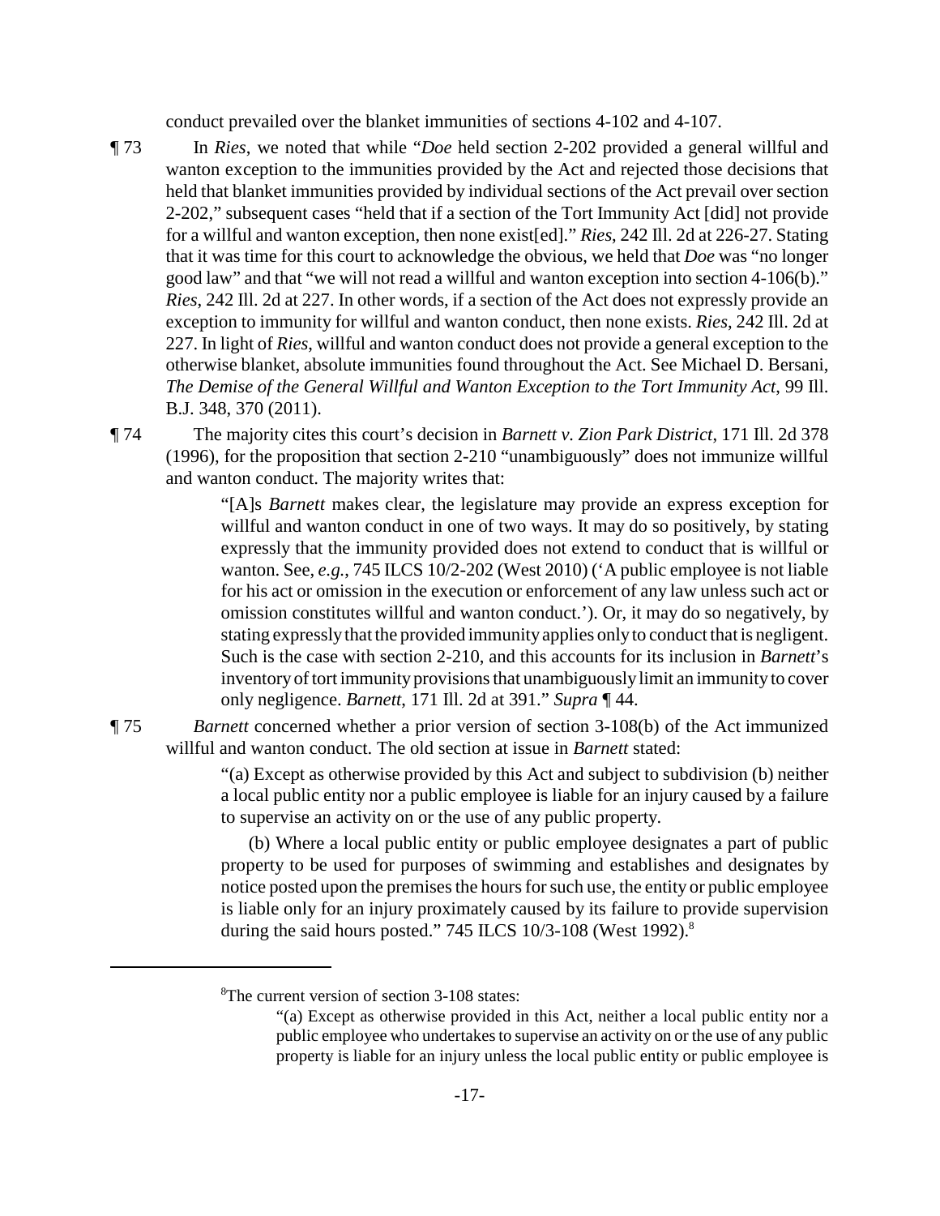conduct prevailed over the blanket immunities of sections 4-102 and 4-107.

¶ 73 In *Ries*, we noted that while "*Doe* held section 2-202 provided a general willful and wanton exception to the immunities provided by the Act and rejected those decisions that held that blanket immunities provided by individual sections of the Act prevail over section 2-202," subsequent cases "held that if a section of the Tort Immunity Act [did] not provide for a willful and wanton exception, then none exist[ed]." *Ries*, 242 Ill. 2d at 226-27. Stating that it was time for this court to acknowledge the obvious, we held that *Doe* was "no longer good law" and that "we will not read a willful and wanton exception into section 4-106(b)." *Ries*, 242 Ill. 2d at 227. In other words, if a section of the Act does not expressly provide an exception to immunity for willful and wanton conduct, then none exists. *Ries*, 242 Ill. 2d at 227. In light of *Ries*, willful and wanton conduct does not provide a general exception to the otherwise blanket, absolute immunities found throughout the Act. See Michael D. Bersani, *The Demise of the General Willful and Wanton Exception to the Tort Immunity Act*, 99 Ill. B.J. 348, 370 (2011).

¶ 74 The majority cites this court's decision in *Barnett v. Zion Park District*, 171 Ill. 2d 378 (1996), for the proposition that section 2-210 "unambiguously" does not immunize willful and wanton conduct. The majority writes that:

> "[A]s *Barnett* makes clear, the legislature may provide an express exception for willful and wanton conduct in one of two ways. It may do so positively, by stating expressly that the immunity provided does not extend to conduct that is willful or wanton. See, *e.g.*, 745 ILCS 10/2-202 (West 2010) ('A public employee is not liable for his act or omission in the execution or enforcement of any law unless such act or omission constitutes willful and wanton conduct.'). Or, it may do so negatively, by stating expressly that the provided immunity applies only to conduct that is negligent. Such is the case with section 2-210, and this accounts for its inclusion in *Barnett*'s inventory of tort immunity provisions that unambiguously limit an immunity to cover only negligence. *Barnett*, 171 Ill. 2d at 391." *Supra* ¶ 44.

¶ 75 *Barnett* concerned whether a prior version of section 3-108(b) of the Act immunized willful and wanton conduct. The old section at issue in *Barnett* stated:

> "(a) Except as otherwise provided by this Act and subject to subdivision (b) neither a local public entity nor a public employee is liable for an injury caused by a failure to supervise an activity on or the use of any public property.
>
> (b) Where a local public entity or public employee designates a part of public property to be used for purposes of swimming and establishes and designates by notice posted upon the premises the hours for such use, the entity or public employee is liable only for an injury proximately caused by its failure to provide supervision during the said hours posted." 745 ILCS 10/3-108 (West 1992).[8]

---

[8]The current version of section 3-108 states:

> "(a) Except as otherwise provided in this Act, neither a local public entity nor a public employee who undertakes to supervise an activity on or the use of any public property is liable for an injury unless the local public entity or public employee is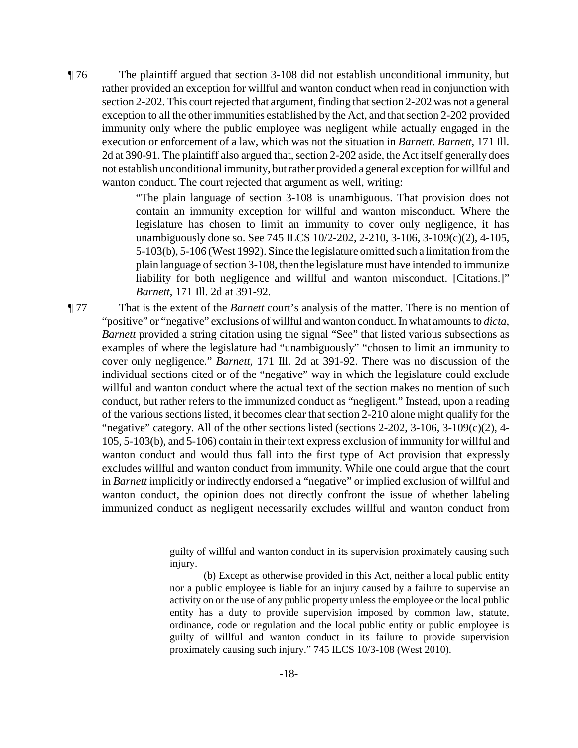¶ 76 The plaintiff argued that section 3-108 did not establish unconditional immunity, but rather provided an exception for willful and wanton conduct when read in conjunction with section 2-202. This court rejected that argument, finding that section 2-202 was not a general exception to all the other immunities established by the Act, and that section 2-202 provided immunity only where the public employee was negligent while actually engaged in the execution or enforcement of a law, which was not the situation in *Barnett*. *Barnett*, 171 Ill. 2d at 390-91. The plaintiff also argued that, section 2-202 aside, the Act itself generally does not establish unconditional immunity, but rather provided a general exception for willful and wanton conduct. The court rejected that argument as well, writing:

> "The plain language of section 3-108 is unambiguous. That provision does not contain an immunity exception for willful and wanton misconduct. Where the legislature has chosen to limit an immunity to cover only negligence, it has unambiguously done so. See 745 ILCS 10/2-202, 2-210, 3-106, 3-109(c)(2), 4-105, 5-103(b), 5-106 (West 1992). Since the legislature omitted such a limitation from the plain language of section 3-108, then the legislature must have intended to immunize liability for both negligence and willful and wanton misconduct. [Citations.]" *Barnett*, 171 Ill. 2d at 391-92.

¶ 77 That is the extent of the *Barnett* court's analysis of the matter. There is no mention of "positive" or "negative" exclusions of willful and wanton conduct. In what amounts to *dicta*, *Barnett* provided a string citation using the signal "See" that listed various subsections as examples of where the legislature had "unambiguously" "chosen to limit an immunity to cover only negligence." *Barnett*, 171 Ill. 2d at 391-92. There was no discussion of the individual sections cited or of the "negative" way in which the legislature could exclude willful and wanton conduct where the actual text of the section makes no mention of such conduct, but rather refers to the immunized conduct as "negligent." Instead, upon a reading of the various sections listed, it becomes clear that section 2-210 alone might qualify for the "negative" category. All of the other sections listed (sections 2-202, 3-106, 3-109(c)(2), 4-105, 5-103(b), and 5-106) contain in their text express exclusion of immunity for willful and wanton conduct and would thus fall into the first type of Act provision that expressly excludes willful and wanton conduct from immunity. While one could argue that the court in *Barnett* implicitly or indirectly endorsed a "negative" or implied exclusion of willful and wanton conduct, the opinion does not directly confront the issue of whether labeling immunized conduct as negligent necessarily excludes willful and wanton conduct from

---

guilty of willful and wanton conduct in its supervision proximately causing such injury.

(b) Except as otherwise provided in this Act, neither a local public entity nor a public employee is liable for an injury caused by a failure to supervise an activity on or the use of any public property unless the employee or the local public entity has a duty to provide supervision imposed by common law, statute, ordinance, code or regulation and the local public entity or public employee is guilty of willful and wanton conduct in its failure to provide supervision proximately causing such injury." 745 ILCS 10/3-108 (West 2010).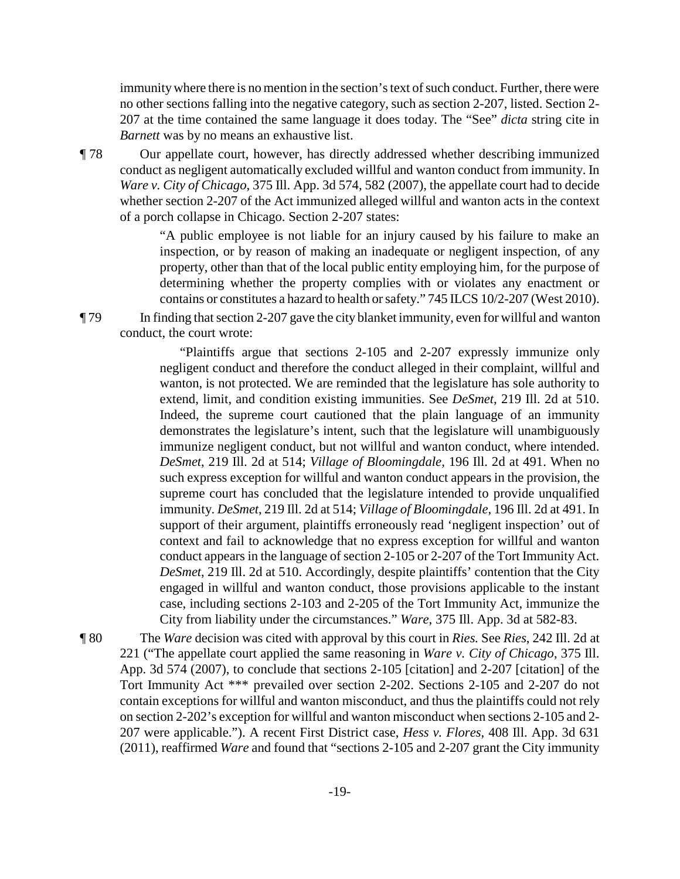immunity where there is no mention in the section's text of such conduct. Further, there were no other sections falling into the negative category, such as section 2-207, listed. Section 2-207 at the time contained the same language it does today. The "See" *dicta* string cite in *Barnett* was by no means an exhaustive list.

¶ 78 Our appellate court, however, has directly addressed whether describing immunized conduct as negligent automatically excluded willful and wanton conduct from immunity. In *Ware v. City of Chicago*, 375 Ill. App. 3d 574, 582 (2007), the appellate court had to decide whether section 2-207 of the Act immunized alleged willful and wanton acts in the context of a porch collapse in Chicago. Section 2-207 states:

> "A public employee is not liable for an injury caused by his failure to make an inspection, or by reason of making an inadequate or negligent inspection, of any property, other than that of the local public entity employing him, for the purpose of determining whether the property complies with or violates any enactment or contains or constitutes a hazard to health or safety." 745 ILCS 10/2-207 (West 2010).

¶ 79 In finding that section 2-207 gave the city blanket immunity, even for willful and wanton conduct, the court wrote:

> "Plaintiffs argue that sections 2-105 and 2-207 expressly immunize only negligent conduct and therefore the conduct alleged in their complaint, willful and wanton, is not protected. We are reminded that the legislature has sole authority to extend, limit, and condition existing immunities. See *DeSmet*, 219 Ill. 2d at 510. Indeed, the supreme court cautioned that the plain language of an immunity demonstrates the legislature's intent, such that the legislature will unambiguously immunize negligent conduct, but not willful and wanton conduct, where intended. *DeSmet*, 219 Ill. 2d at 514; *Village of Bloomingdale*, 196 Ill. 2d at 491. When no such express exception for willful and wanton conduct appears in the provision, the supreme court has concluded that the legislature intended to provide unqualified immunity. *DeSmet*, 219 Ill. 2d at 514; *Village of Bloomingdale*, 196 Ill. 2d at 491. In support of their argument, plaintiffs erroneously read 'negligent inspection' out of context and fail to acknowledge that no express exception for willful and wanton conduct appears in the language of section 2-105 or 2-207 of the Tort Immunity Act. *DeSmet*, 219 Ill. 2d at 510. Accordingly, despite plaintiffs' contention that the City engaged in willful and wanton conduct, those provisions applicable to the instant case, including sections 2-103 and 2-205 of the Tort Immunity Act, immunize the City from liability under the circumstances." *Ware*, 375 Ill. App. 3d at 582-83.

¶ 80 The *Ware* decision was cited with approval by this court in *Ries*. See *Ries*, 242 Ill. 2d at 221 ("The appellate court applied the same reasoning in *Ware v. City of Chicago*, 375 Ill. App. 3d 574 (2007), to conclude that sections 2-105 [citation] and 2-207 [citation] of the Tort Immunity Act *** prevailed over section 2-202. Sections 2-105 and 2-207 do not contain exceptions for willful and wanton misconduct, and thus the plaintiffs could not rely on section 2-202's exception for willful and wanton misconduct when sections 2-105 and 2-207 were applicable."). A recent First District case, *Hess v. Flores*, 408 Ill. App. 3d 631 (2011), reaffirmed *Ware* and found that "sections 2-105 and 2-207 grant the City immunity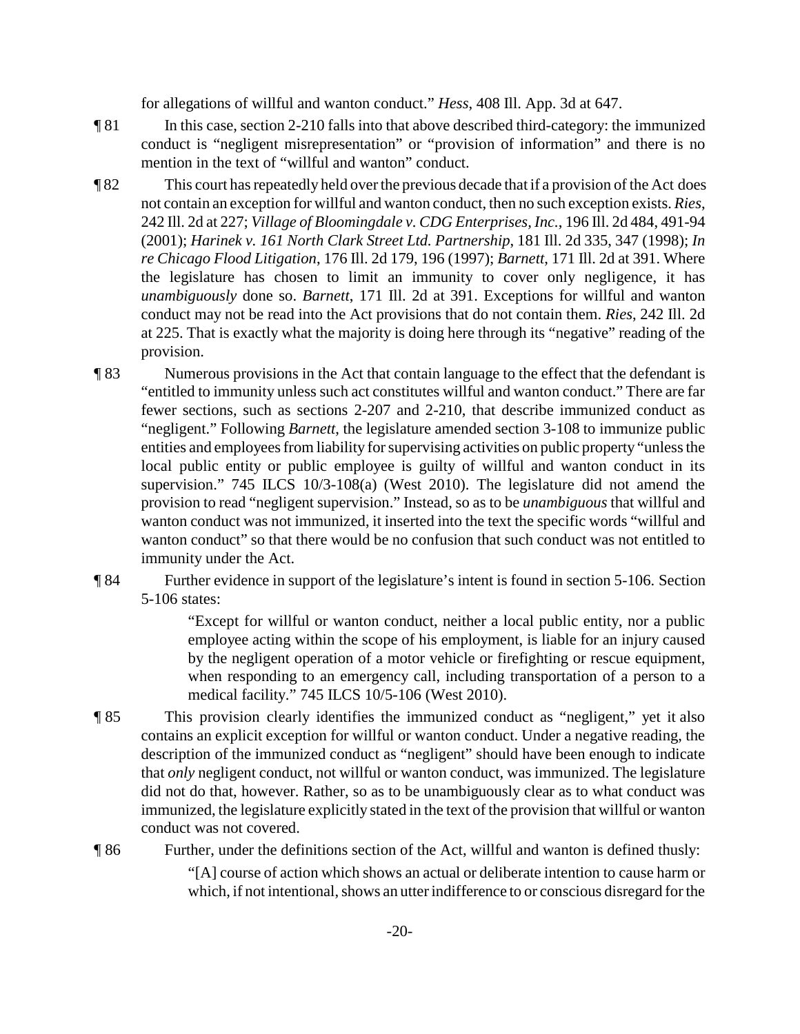for allegations of willful and wanton conduct." *Hess*, 408 Ill. App. 3d at 647.

¶ 81 In this case, section 2-210 falls into that above described third-category: the immunized conduct is "negligent misrepresentation" or "provision of information" and there is no mention in the text of "willful and wanton" conduct.

¶ 82 This court has repeatedly held over the previous decade that if a provision of the Act does not contain an exception for willful and wanton conduct, then no such exception exists. *Ries*, 242 Ill. 2d at 227; *Village of Bloomingdale v. CDG Enterprises, Inc.*, 196 Ill. 2d 484, 491-94 (2001); *Harinek v. 161 North Clark Street Ltd. Partnership*, 181 Ill. 2d 335, 347 (1998); *In re Chicago Flood Litigation*, 176 Ill. 2d 179, 196 (1997); *Barnett*, 171 Ill. 2d at 391. Where the legislature has chosen to limit an immunity to cover only negligence, it has *unambiguously* done so. *Barnett*, 171 Ill. 2d at 391. Exceptions for willful and wanton conduct may not be read into the Act provisions that do not contain them. *Ries*, 242 Ill. 2d at 225. That is exactly what the majority is doing here through its "negative" reading of the provision.

¶ 83 Numerous provisions in the Act that contain language to the effect that the defendant is "entitled to immunity unless such act constitutes willful and wanton conduct." There are far fewer sections, such as sections 2-207 and 2-210, that describe immunized conduct as "negligent." Following *Barnett*, the legislature amended section 3-108 to immunize public entities and employees from liability for supervising activities on public property "unless the local public entity or public employee is guilty of willful and wanton conduct in its supervision." 745 ILCS 10/3-108(a) (West 2010). The legislature did not amend the provision to read "negligent supervision." Instead, so as to be *unambiguous* that willful and wanton conduct was not immunized, it inserted into the text the specific words "willful and wanton conduct" so that there would be no confusion that such conduct was not entitled to immunity under the Act.

¶ 84 Further evidence in support of the legislature's intent is found in section 5-106. Section 5-106 states:

> "Except for willful or wanton conduct, neither a local public entity, nor a public employee acting within the scope of his employment, is liable for an injury caused by the negligent operation of a motor vehicle or firefighting or rescue equipment, when responding to an emergency call, including transportation of a person to a medical facility." 745 ILCS 10/5-106 (West 2010).

¶ 85 This provision clearly identifies the immunized conduct as "negligent," yet it also contains an explicit exception for willful or wanton conduct. Under a negative reading, the description of the immunized conduct as "negligent" should have been enough to indicate that *only* negligent conduct, not willful or wanton conduct, was immunized. The legislature did not do that, however. Rather, so as to be unambiguously clear as to what conduct was immunized, the legislature explicitly stated in the text of the provision that willful or wanton conduct was not covered.

¶ 86 Further, under the definitions section of the Act, willful and wanton is defined thusly:

> "[A] course of action which shows an actual or deliberate intention to cause harm or which, if not intentional, shows an utter indifference to or conscious disregard for the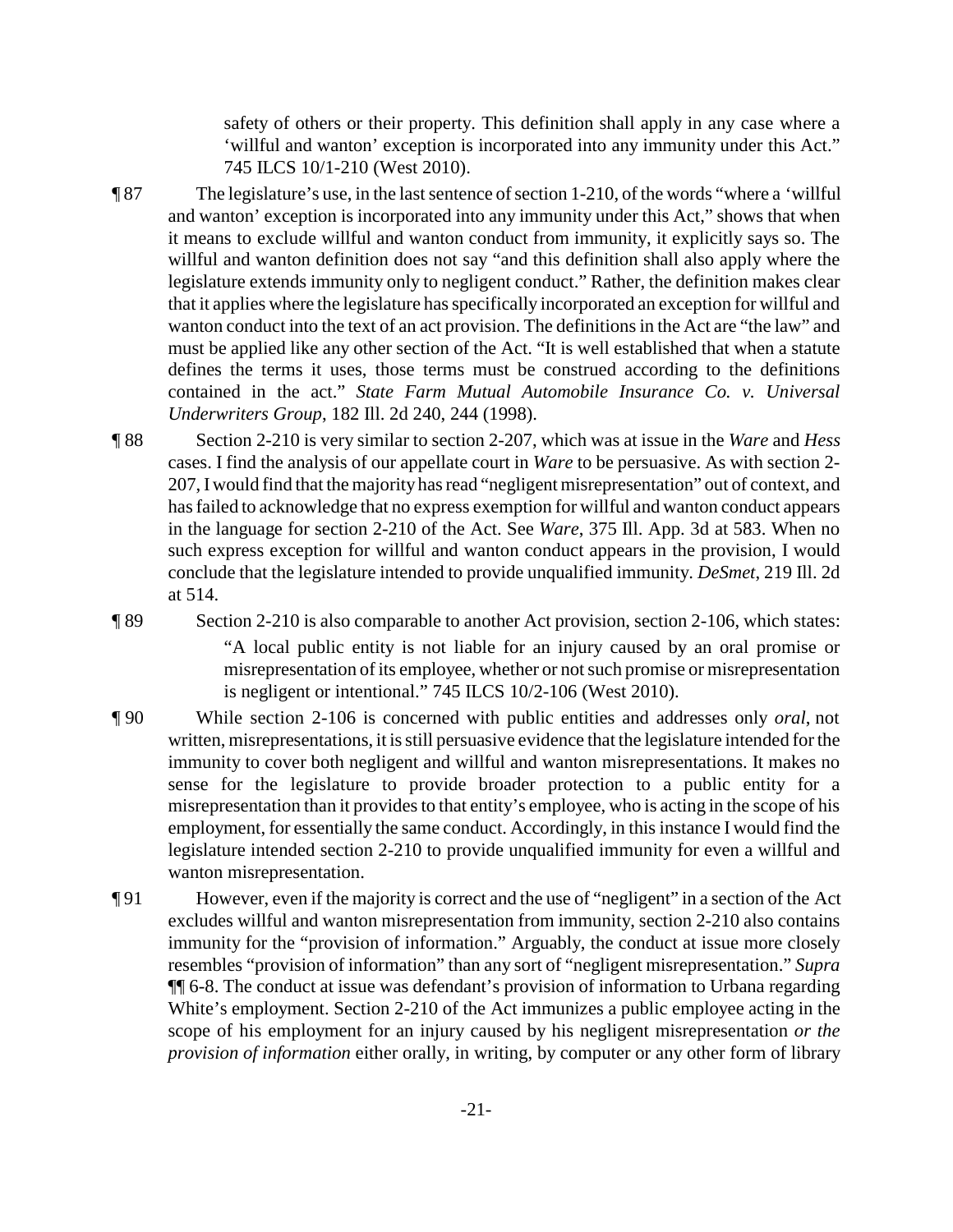safety of others or their property. This definition shall apply in any case where a 'willful and wanton' exception is incorporated into any immunity under this Act." 745 ILCS 10/1-210 (West 2010).

¶ 87 The legislature's use, in the last sentence of section 1-210, of the words "where a 'willful and wanton' exception is incorporated into any immunity under this Act," shows that when it means to exclude willful and wanton conduct from immunity, it explicitly says so. The willful and wanton definition does not say "and this definition shall also apply where the legislature extends immunity only to negligent conduct." Rather, the definition makes clear that it applies where the legislature has specifically incorporated an exception for willful and wanton conduct into the text of an act provision. The definitions in the Act are "the law" and must be applied like any other section of the Act. "It is well established that when a statute defines the terms it uses, those terms must be construed according to the definitions contained in the act." *State Farm Mutual Automobile Insurance Co. v. Universal Underwriters Group*, 182 Ill. 2d 240, 244 (1998).

¶ 88 Section 2-210 is very similar to section 2-207, which was at issue in the *Ware* and *Hess* cases. I find the analysis of our appellate court in *Ware* to be persuasive. As with section 2-207, I would find that the majority has read "negligent misrepresentation" out of context, and has failed to acknowledge that no express exemption for willful and wanton conduct appears in the language for section 2-210 of the Act. See *Ware*, 375 Ill. App. 3d at 583. When no such express exception for willful and wanton conduct appears in the provision, I would conclude that the legislature intended to provide unqualified immunity. *DeSmet*, 219 Ill. 2d at 514.

¶ 89 Section 2-210 is also comparable to another Act provision, section 2-106, which states:

> "A local public entity is not liable for an injury caused by an oral promise or misrepresentation of its employee, whether or not such promise or misrepresentation is negligent or intentional." 745 ILCS 10/2-106 (West 2010).

¶ 90 While section 2-106 is concerned with public entities and addresses only *oral*, not written, misrepresentations, it is still persuasive evidence that the legislature intended for the immunity to cover both negligent and willful and wanton misrepresentations. It makes no sense for the legislature to provide broader protection to a public entity for a misrepresentation than it provides to that entity's employee, who is acting in the scope of his employment, for essentially the same conduct. Accordingly, in this instance I would find the legislature intended section 2-210 to provide unqualified immunity for even a willful and wanton misrepresentation.

¶ 91 However, even if the majority is correct and the use of "negligent" in a section of the Act excludes willful and wanton misrepresentation from immunity, section 2-210 also contains immunity for the "provision of information." Arguably, the conduct at issue more closely resembles "provision of information" than any sort of "negligent misrepresentation." *Supra* ¶¶ 6-8. The conduct at issue was defendant's provision of information to Urbana regarding White's employment. Section 2-210 of the Act immunizes a public employee acting in the scope of his employment for an injury caused by his negligent misrepresentation *or the provision of information* either orally, in writing, by computer or any other form of library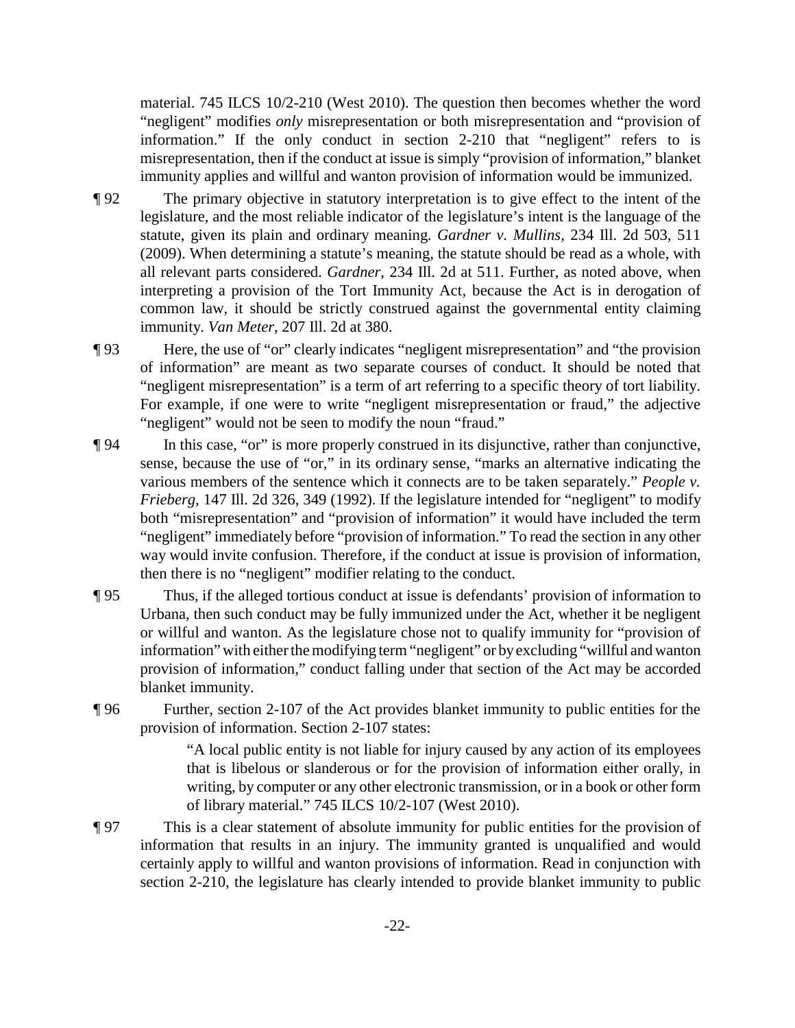material. 745 ILCS 10/2-210 (West 2010). The question then becomes whether the word "negligent" modifies *only* misrepresentation or both misrepresentation and "provision of information." If the only conduct in section 2-210 that "negligent" refers to is misrepresentation, then if the conduct at issue is simply "provision of information," blanket immunity applies and willful and wanton provision of information would be immunized.

¶ 92 The primary objective in statutory interpretation is to give effect to the intent of the legislature, and the most reliable indicator of the legislature's intent is the language of the statute, given its plain and ordinary meaning. *Gardner v. Mullins*, 234 Ill. 2d 503, 511 (2009). When determining a statute's meaning, the statute should be read as a whole, with all relevant parts considered. *Gardner*, 234 Ill. 2d at 511. Further, as noted above, when interpreting a provision of the Tort Immunity Act, because the Act is in derogation of common law, it should be strictly construed against the governmental entity claiming immunity. *Van Meter*, 207 Ill. 2d at 380.

¶ 93 Here, the use of "or" clearly indicates "negligent misrepresentation" and "the provision of information" are meant as two separate courses of conduct. It should be noted that "negligent misrepresentation" is a term of art referring to a specific theory of tort liability. For example, if one were to write "negligent misrepresentation or fraud," the adjective "negligent" would not be seen to modify the noun "fraud."

¶ 94 In this case, "or" is more properly construed in its disjunctive, rather than conjunctive, sense, because the use of "or," in its ordinary sense, "marks an alternative indicating the various members of the sentence which it connects are to be taken separately." *People v. Frieberg*, 147 Ill. 2d 326, 349 (1992). If the legislature intended for "negligent" to modify both "misrepresentation" and "provision of information" it would have included the term "negligent" immediately before "provision of information." To read the section in any other way would invite confusion. Therefore, if the conduct at issue is provision of information, then there is no "negligent" modifier relating to the conduct.

¶ 95 Thus, if the alleged tortious conduct at issue is defendants' provision of information to Urbana, then such conduct may be fully immunized under the Act, whether it be negligent or willful and wanton. As the legislature chose not to qualify immunity for "provision of information" with either the modifying term "negligent" or by excluding "willful and wanton provision of information," conduct falling under that section of the Act may be accorded blanket immunity.

¶ 96 Further, section 2-107 of the Act provides blanket immunity to public entities for the provision of information. Section 2-107 states:

> "A local public entity is not liable for injury caused by any action of its employees that is libelous or slanderous or for the provision of information either orally, in writing, by computer or any other electronic transmission, or in a book or other form of library material." 745 ILCS 10/2-107 (West 2010).

¶ 97 This is a clear statement of absolute immunity for public entities for the provision of information that results in an injury. The immunity granted is unqualified and would certainly apply to willful and wanton provisions of information. Read in conjunction with section 2-210, the legislature has clearly intended to provide blanket immunity to public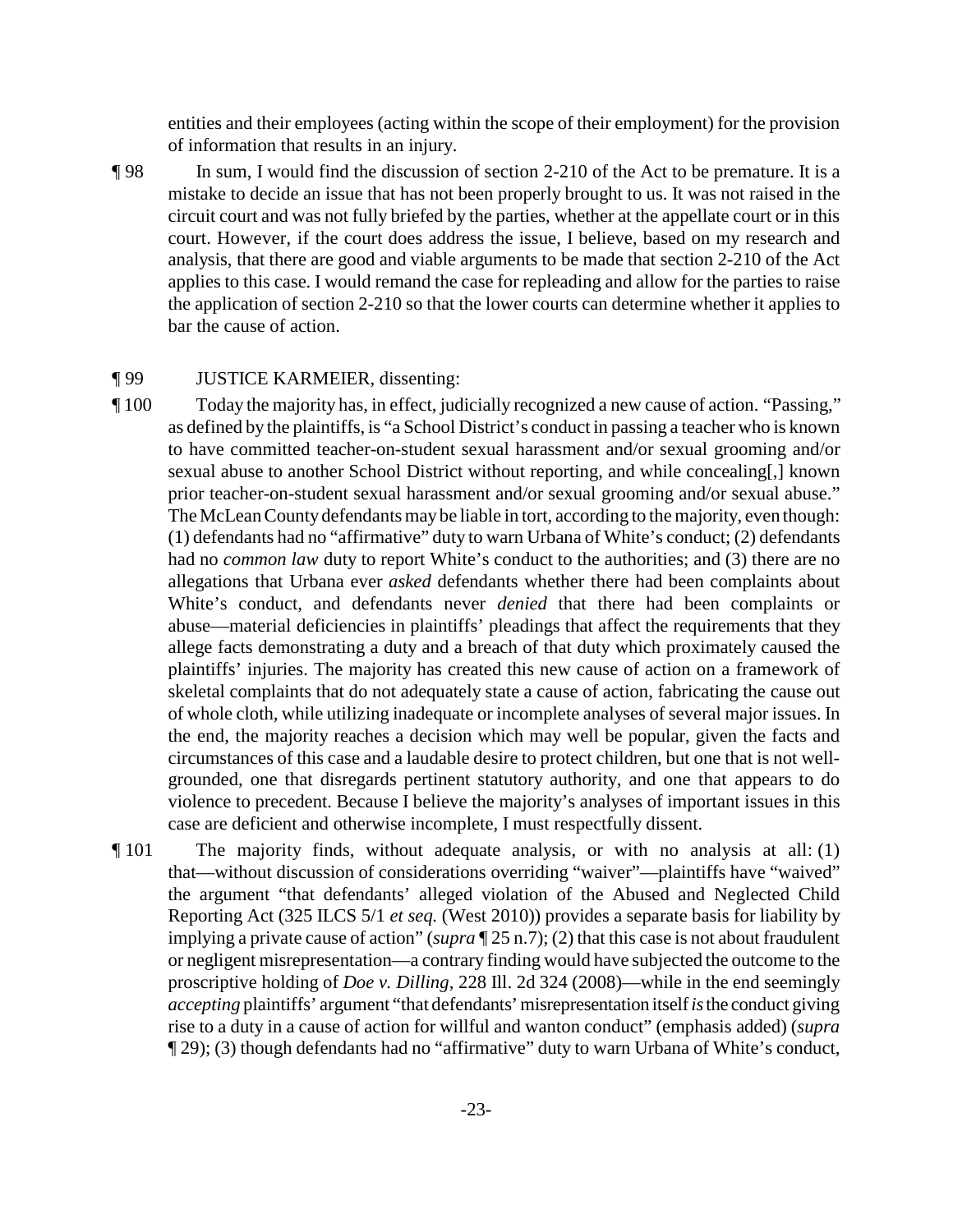entities and their employees (acting within the scope of their employment) for the provision of information that results in an injury.

¶ 98 In sum, I would find the discussion of section 2-210 of the Act to be premature. It is a mistake to decide an issue that has not been properly brought to us. It was not raised in the circuit court and was not fully briefed by the parties, whether at the appellate court or in this court. However, if the court does address the issue, I believe, based on my research and analysis, that there are good and viable arguments to be made that section 2-210 of the Act applies to this case. I would remand the case for repleading and allow for the parties to raise the application of section 2-210 so that the lower courts can determine whether it applies to bar the cause of action.

¶ 99 JUSTICE KARMEIER, dissenting:

¶ 100 Today the majority has, in effect, judicially recognized a new cause of action. "Passing," as defined by the plaintiffs, is "a School District's conduct in passing a teacher who is known to have committed teacher-on-student sexual harassment and/or sexual grooming and/or sexual abuse to another School District without reporting, and while concealing[,] known prior teacher-on-student sexual harassment and/or sexual grooming and/or sexual abuse." The McLean County defendants may be liable in tort, according to the majority, even though: (1) defendants had no "affirmative" duty to warn Urbana of White's conduct; (2) defendants had no *common law* duty to report White's conduct to the authorities; and (3) there are no allegations that Urbana ever *asked* defendants whether there had been complaints about White's conduct, and defendants never *denied* that there had been complaints or abuse—material deficiencies in plaintiffs' pleadings that affect the requirements that they allege facts demonstrating a duty and a breach of that duty which proximately caused the plaintiffs' injuries. The majority has created this new cause of action on a framework of skeletal complaints that do not adequately state a cause of action, fabricating the cause out of whole cloth, while utilizing inadequate or incomplete analyses of several major issues. In the end, the majority reaches a decision which may well be popular, given the facts and circumstances of this case and a laudable desire to protect children, but one that is not well-grounded, one that disregards pertinent statutory authority, and one that appears to do violence to precedent. Because I believe the majority's analyses of important issues in this case are deficient and otherwise incomplete, I must respectfully dissent.

¶ 101 The majority finds, without adequate analysis, or with no analysis at all: (1) that—without discussion of considerations overriding "waiver"—plaintiffs have "waived" the argument "that defendants' alleged violation of the Abused and Neglected Child Reporting Act (325 ILCS 5/1 *et seq.* (West 2010)) provides a separate basis for liability by implying a private cause of action" (*supra* ¶ 25 n.7); (2) that this case is not about fraudulent or negligent misrepresentation—a contrary finding would have subjected the outcome to the proscriptive holding of *Doe v. Dilling*, 228 Ill. 2d 324 (2008)—while in the end seemingly *accepting* plaintiffs' argument "that defendants' misrepresentation itself *is* the conduct giving rise to a duty in a cause of action for willful and wanton conduct" (emphasis added) (*supra* ¶ 29); (3) though defendants had no "affirmative" duty to warn Urbana of White's conduct,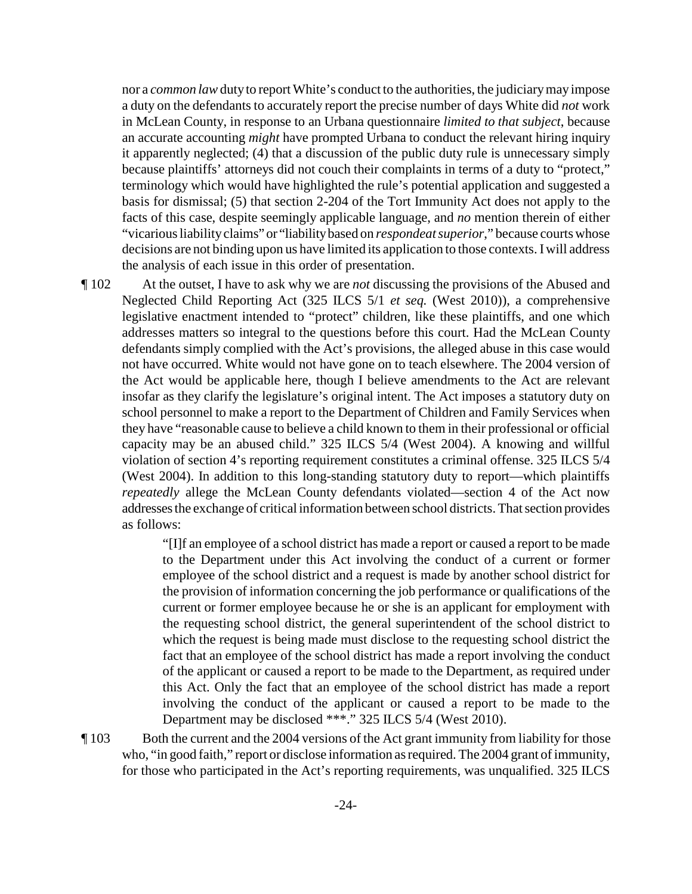nor a *common law* duty to report White's conduct to the authorities, the judiciary may impose a duty on the defendants to accurately report the precise number of days White did *not* work in McLean County, in response to an Urbana questionnaire *limited to that subject*, because an accurate accounting *might* have prompted Urbana to conduct the relevant hiring inquiry it apparently neglected; (4) that a discussion of the public duty rule is unnecessary simply because plaintiffs' attorneys did not couch their complaints in terms of a duty to "protect," terminology which would have highlighted the rule's potential application and suggested a basis for dismissal; (5) that section 2-204 of the Tort Immunity Act does not apply to the facts of this case, despite seemingly applicable language, and *no* mention therein of either "vicarious liability claims" or "liability based on *respondeat superior*," because courts whose decisions are not binding upon us have limited its application to those contexts. I will address the analysis of each issue in this order of presentation.

¶ 102 At the outset, I have to ask why we are *not* discussing the provisions of the Abused and Neglected Child Reporting Act (325 ILCS 5/1 *et seq.* (West 2010)), a comprehensive legislative enactment intended to "protect" children, like these plaintiffs, and one which addresses matters so integral to the questions before this court. Had the McLean County defendants simply complied with the Act's provisions, the alleged abuse in this case would not have occurred. White would not have gone on to teach elsewhere. The 2004 version of the Act would be applicable here, though I believe amendments to the Act are relevant insofar as they clarify the legislature's original intent. The Act imposes a statutory duty on school personnel to make a report to the Department of Children and Family Services when they have "reasonable cause to believe a child known to them in their professional or official capacity may be an abused child." 325 ILCS 5/4 (West 2004). A knowing and willful violation of section 4's reporting requirement constitutes a criminal offense. 325 ILCS 5/4 (West 2004). In addition to this long-standing statutory duty to report—which plaintiffs *repeatedly* allege the McLean County defendants violated—section 4 of the Act now addresses the exchange of critical information between school districts. That section provides as follows:

> "[I]f an employee of a school district has made a report or caused a report to be made to the Department under this Act involving the conduct of a current or former employee of the school district and a request is made by another school district for the provision of information concerning the job performance or qualifications of the current or former employee because he or she is an applicant for employment with the requesting school district, the general superintendent of the school district to which the request is being made must disclose to the requesting school district the fact that an employee of the school district has made a report involving the conduct of the applicant or caused a report to be made to the Department, as required under this Act. Only the fact that an employee of the school district has made a report involving the conduct of the applicant or caused a report to be made to the Department may be disclosed \*\*\*." 325 ILCS 5/4 (West 2010).

¶ 103 Both the current and the 2004 versions of the Act grant immunity from liability for those who, "in good faith," report or disclose information as required. The 2004 grant of immunity, for those who participated in the Act's reporting requirements, was unqualified. 325 ILCS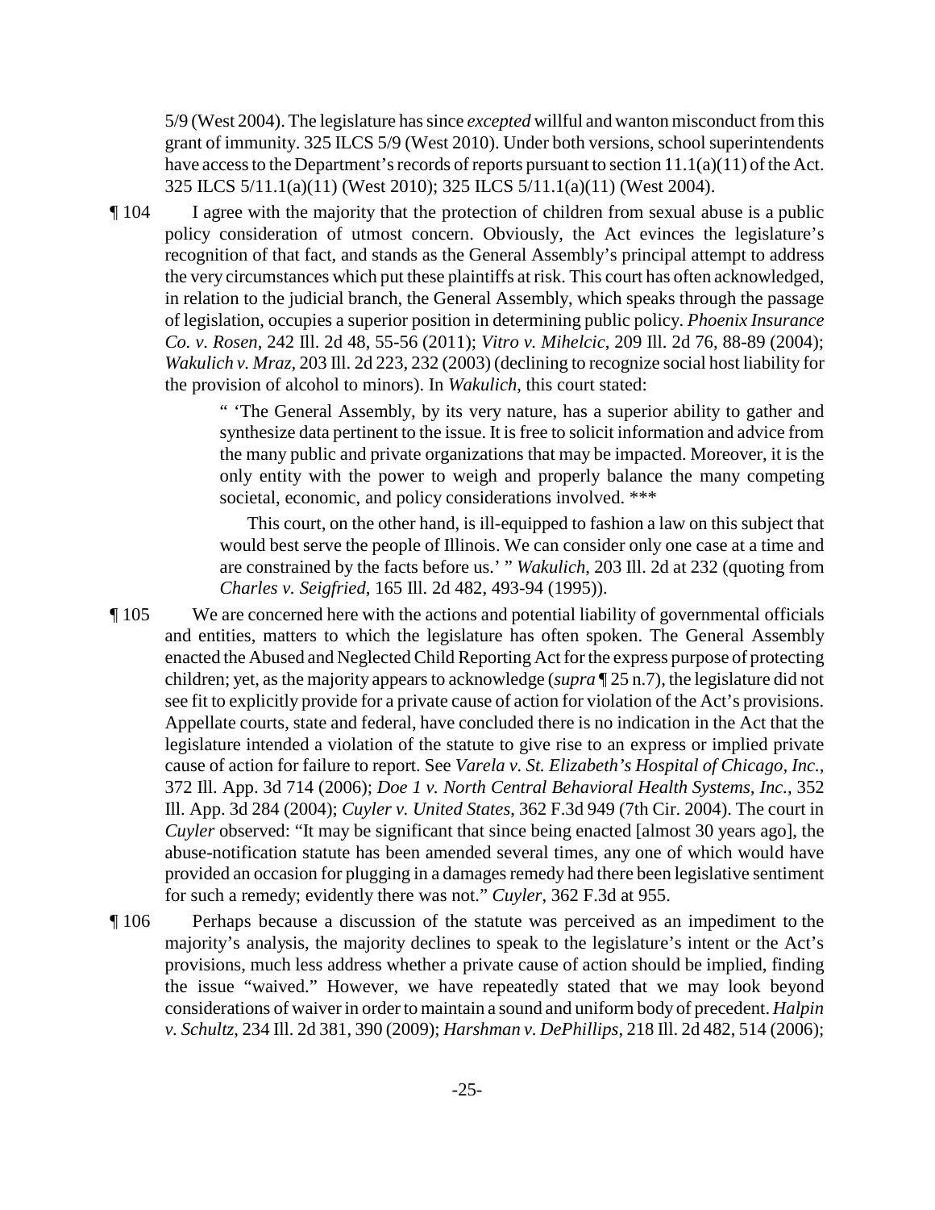5/9 (West 2004). The legislature has since *excepted* willful and wanton misconduct from this grant of immunity. 325 ILCS 5/9 (West 2010). Under both versions, school superintendents have access to the Department's records of reports pursuant to section 11.1(a)(11) of the Act. 325 ILCS 5/11.1(a)(11) (West 2010); 325 ILCS 5/11.1(a)(11) (West 2004).

¶ 104 I agree with the majority that the protection of children from sexual abuse is a public policy consideration of utmost concern. Obviously, the Act evinces the legislature's recognition of that fact, and stands as the General Assembly's principal attempt to address the very circumstances which put these plaintiffs at risk. This court has often acknowledged, in relation to the judicial branch, the General Assembly, which speaks through the passage of legislation, occupies a superior position in determining public policy. *Phoenix Insurance Co. v. Rosen*, 242 Ill. 2d 48, 55-56 (2011); *Vitro v. Mihelcic*, 209 Ill. 2d 76, 88-89 (2004); *Wakulich v. Mraz*, 203 Ill. 2d 223, 232 (2003) (declining to recognize social host liability for the provision of alcohol to minors). In *Wakulich*, this court stated:

> " 'The General Assembly, by its very nature, has a superior ability to gather and synthesize data pertinent to the issue. It is free to solicit information and advice from the many public and private organizations that may be impacted. Moreover, it is the only entity with the power to weigh and properly balance the many competing societal, economic, and policy considerations involved. ***
>
> This court, on the other hand, is ill-equipped to fashion a law on this subject that would best serve the people of Illinois. We can consider only one case at a time and are constrained by the facts before us.' " *Wakulich*, 203 Ill. 2d at 232 (quoting from *Charles v. Seigfried*, 165 Ill. 2d 482, 493-94 (1995)).

¶ 105 We are concerned here with the actions and potential liability of governmental officials and entities, matters to which the legislature has often spoken. The General Assembly enacted the Abused and Neglected Child Reporting Act for the express purpose of protecting children; yet, as the majority appears to acknowledge (*supra* ¶ 25 n.7), the legislature did not see fit to explicitly provide for a private cause of action for violation of the Act's provisions. Appellate courts, state and federal, have concluded there is no indication in the Act that the legislature intended a violation of the statute to give rise to an express or implied private cause of action for failure to report. See *Varela v. St. Elizabeth's Hospital of Chicago, Inc.*, 372 Ill. App. 3d 714 (2006); *Doe 1 v. North Central Behavioral Health Systems, Inc.*, 352 Ill. App. 3d 284 (2004); *Cuyler v. United States*, 362 F.3d 949 (7th Cir. 2004). The court in *Cuyler* observed: "It may be significant that since being enacted [almost 30 years ago], the abuse-notification statute has been amended several times, any one of which would have provided an occasion for plugging in a damages remedy had there been legislative sentiment for such a remedy; evidently there was not." *Cuyler*, 362 F.3d at 955.

¶ 106 Perhaps because a discussion of the statute was perceived as an impediment to the majority's analysis, the majority declines to speak to the legislature's intent or the Act's provisions, much less address whether a private cause of action should be implied, finding the issue "waived." However, we have repeatedly stated that we may look beyond considerations of waiver in order to maintain a sound and uniform body of precedent. *Halpin v. Schultz*, 234 Ill. 2d 381, 390 (2009); *Harshman v. DePhillips*, 218 Ill. 2d 482, 514 (2006);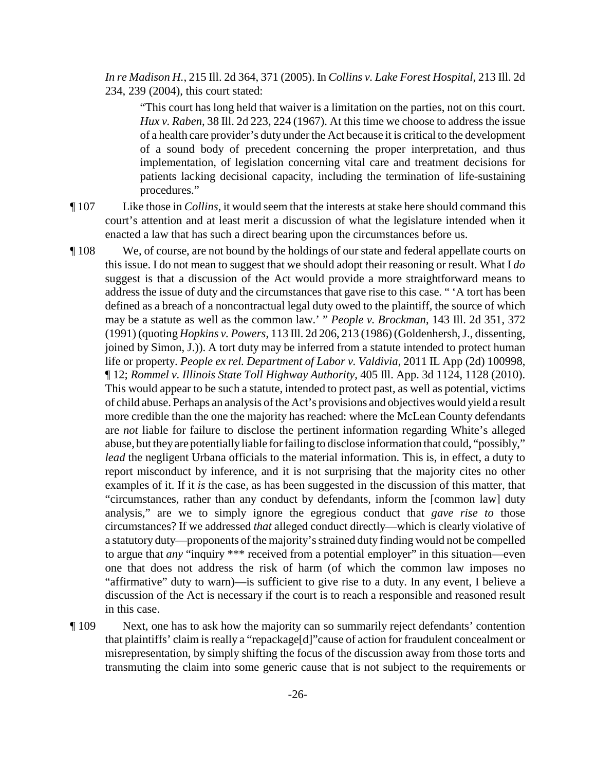*In re Madison H.*, 215 Ill. 2d 364, 371 (2005). In *Collins v. Lake Forest Hospital*, 213 Ill. 2d 234, 239 (2004), this court stated:

> "This court has long held that waiver is a limitation on the parties, not on this court. *Hux v. Raben*, 38 Ill. 2d 223, 224 (1967). At this time we choose to address the issue of a health care provider's duty under the Act because it is critical to the development of a sound body of precedent concerning the proper interpretation, and thus implementation, of legislation concerning vital care and treatment decisions for patients lacking decisional capacity, including the termination of life-sustaining procedures."

¶ 107 Like those in *Collins*, it would seem that the interests at stake here should command this court's attention and at least merit a discussion of what the legislature intended when it enacted a law that has such a direct bearing upon the circumstances before us.

¶ 108 We, of course, are not bound by the holdings of our state and federal appellate courts on this issue. I do not mean to suggest that we should adopt their reasoning or result. What I *do* suggest is that a discussion of the Act would provide a more straightforward means to address the issue of duty and the circumstances that gave rise to this case. " 'A tort has been defined as a breach of a noncontractual legal duty owed to the plaintiff, the source of which may be a statute as well as the common law.' " *People v. Brockman*, 143 Ill. 2d 351, 372 (1991) (quoting *Hopkins v. Powers*, 113 Ill. 2d 206, 213 (1986) (Goldenhersh, J., dissenting, joined by Simon, J.)). A tort duty may be inferred from a statute intended to protect human life or property. *People ex rel. Department of Labor v. Valdivia*, 2011 IL App (2d) 100998, ¶ 12; *Rommel v. Illinois State Toll Highway Authority*, 405 Ill. App. 3d 1124, 1128 (2010). This would appear to be such a statute, intended to protect past, as well as potential, victims of child abuse. Perhaps an analysis of the Act's provisions and objectives would yield a result more credible than the one the majority has reached: where the McLean County defendants are *not* liable for failure to disclose the pertinent information regarding White's alleged abuse, but they are potentially liable for failing to disclose information that could, "possibly," *lead* the negligent Urbana officials to the material information. This is, in effect, a duty to report misconduct by inference, and it is not surprising that the majority cites no other examples of it. If it *is* the case, as has been suggested in the discussion of this matter, that "circumstances, rather than any conduct by defendants, inform the [common law] duty analysis," are we to simply ignore the egregious conduct that *gave rise to* those circumstances? If we addressed *that* alleged conduct directly—which is clearly violative of a statutory duty—proponents of the majority's strained duty finding would not be compelled to argue that *any* "inquiry *** received from a potential employer" in this situation—even one that does not address the risk of harm (of which the common law imposes no "affirmative" duty to warn)—is sufficient to give rise to a duty. In any event, I believe a discussion of the Act is necessary if the court is to reach a responsible and reasoned result in this case.

¶ 109 Next, one has to ask how the majority can so summarily reject defendants' contention that plaintiffs' claim is really a "repackage[d]"cause of action for fraudulent concealment or misrepresentation, by simply shifting the focus of the discussion away from those torts and transmuting the claim into some generic cause that is not subject to the requirements or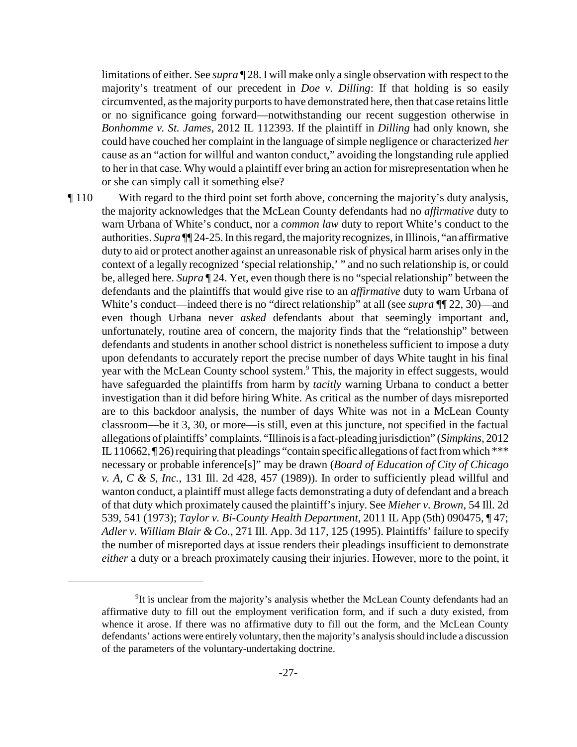limitations of either. See *supra* ¶ 28. I will make only a single observation with respect to the majority's treatment of our precedent in *Doe v. Dilling*: If that holding is so easily circumvented, as the majority purports to have demonstrated here, then that case retains little or no significance going forward—notwithstanding our recent suggestion otherwise in *Bonhomme v. St. James*, 2012 IL 112393. If the plaintiff in *Dilling* had only known, she could have couched her complaint in the language of simple negligence or characterized *her* cause as an "action for willful and wanton conduct," avoiding the longstanding rule applied to her in that case. Why would a plaintiff ever bring an action for misrepresentation when he or she can simply call it something else?

¶ 110 With regard to the third point set forth above, concerning the majority's duty analysis, the majority acknowledges that the McLean County defendants had no *affirmative* duty to warn Urbana of White's conduct, nor a *common law* duty to report White's conduct to the authorities. *Supra* ¶¶ 24-25. In this regard, the majority recognizes, in Illinois, "an affirmative duty to aid or protect another against an unreasonable risk of physical harm arises only in the context of a legally recognized 'special relationship,' " and no such relationship is, or could be, alleged here. *Supra* ¶ 24. Yet, even though there is no "special relationship" between the defendants and the plaintiffs that would give rise to an *affirmative* duty to warn Urbana of White's conduct—indeed there is no "direct relationship" at all (see *supra* ¶¶ 22, 30)—and even though Urbana never *asked* defendants about that seemingly important and, unfortunately, routine area of concern, the majority finds that the "relationship" between defendants and students in another school district is nonetheless sufficient to impose a duty upon defendants to accurately report the precise number of days White taught in his final year with the McLean County school system.[9] This, the majority in effect suggests, would have safeguarded the plaintiffs from harm by *tacitly* warning Urbana to conduct a better investigation than it did before hiring White. As critical as the number of days misreported are to this backdoor analysis, the number of days White was not in a McLean County classroom—be it 3, 30, or more—is still, even at this juncture, not specified in the factual allegations of plaintiffs' complaints. "Illinois is a fact-pleading jurisdiction" (*Simpkins*, 2012 IL 110662, ¶ 26) requiring that pleadings "contain specific allegations of fact from which *** necessary or probable inference[s]" may be drawn (*Board of Education of City of Chicago v. A, C & S, Inc.*, 131 Ill. 2d 428, 457 (1989)). In order to sufficiently plead willful and wanton conduct, a plaintiff must allege facts demonstrating a duty of defendant and a breach of that duty which proximately caused the plaintiff's injury. See *Mieher v. Brown*, 54 Ill. 2d 539, 541 (1973); *Taylor v. Bi-County Health Department*, 2011 IL App (5th) 090475, ¶ 47; *Adler v. William Blair & Co.*, 271 Ill. App. 3d 117, 125 (1995). Plaintiffs' failure to specify the number of misreported days at issue renders their pleadings insufficient to demonstrate *either* a duty or a breach proximately causing their injuries. However, more to the point, it

[9] It is unclear from the majority's analysis whether the McLean County defendants had an affirmative duty to fill out the employment verification form, and if such a duty existed, from whence it arose. If there was no affirmative duty to fill out the form, and the McLean County defendants' actions were entirely voluntary, then the majority's analysis should include a discussion of the parameters of the voluntary-undertaking doctrine.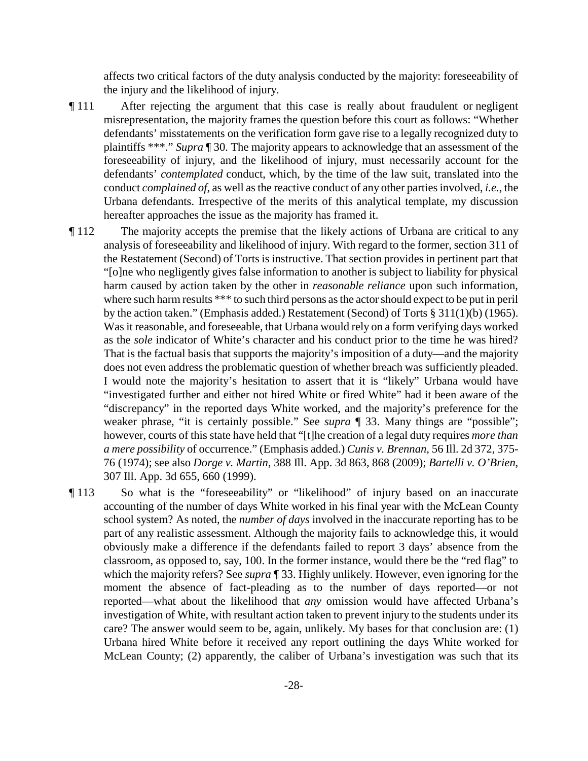affects two critical factors of the duty analysis conducted by the majority: foreseeability of the injury and the likelihood of injury.

¶ 111 After rejecting the argument that this case is really about fraudulent or negligent misrepresentation, the majority frames the question before this court as follows: "Whether defendants' misstatements on the verification form gave rise to a legally recognized duty to plaintiffs ***." *Supra* ¶ 30. The majority appears to acknowledge that an assessment of the foreseeability of injury, and the likelihood of injury, must necessarily account for the defendants' *contemplated* conduct, which, by the time of the law suit, translated into the conduct *complained of*, as well as the reactive conduct of any other parties involved, *i.e.*, the Urbana defendants. Irrespective of the merits of this analytical template, my discussion hereafter approaches the issue as the majority has framed it.

¶ 112 The majority accepts the premise that the likely actions of Urbana are critical to any analysis of foreseeability and likelihood of injury. With regard to the former, section 311 of the Restatement (Second) of Torts is instructive. That section provides in pertinent part that "[o]ne who negligently gives false information to another is subject to liability for physical harm caused by action taken by the other in *reasonable reliance* upon such information, where such harm results *** to such third persons as the actor should expect to be put in peril by the action taken." (Emphasis added.) Restatement (Second) of Torts § 311(1)(b) (1965). Was it reasonable, and foreseeable, that Urbana would rely on a form verifying days worked as the *sole* indicator of White's character and his conduct prior to the time he was hired? That is the factual basis that supports the majority's imposition of a duty—and the majority does not even address the problematic question of whether breach was sufficiently pleaded. I would note the majority's hesitation to assert that it is "likely" Urbana would have "investigated further and either not hired White or fired White" had it been aware of the "discrepancy" in the reported days White worked, and the majority's preference for the weaker phrase, "it is certainly possible." See *supra* ¶ 33. Many things are "possible"; however, courts of this state have held that "[t]he creation of a legal duty requires *more than a mere possibility* of occurrence." (Emphasis added.) *Cunis v. Brennan*, 56 Ill. 2d 372, 375-76 (1974); see also *Dorge v. Martin*, 388 Ill. App. 3d 863, 868 (2009); *Bartelli v. O'Brien*, 307 Ill. App. 3d 655, 660 (1999).

¶ 113 So what is the "foreseeability" or "likelihood" of injury based on an inaccurate accounting of the number of days White worked in his final year with the McLean County school system? As noted, the *number of days* involved in the inaccurate reporting has to be part of any realistic assessment. Although the majority fails to acknowledge this, it would obviously make a difference if the defendants failed to report 3 days' absence from the classroom, as opposed to, say, 100. In the former instance, would there be the "red flag" to which the majority refers? See *supra* ¶ 33. Highly unlikely. However, even ignoring for the moment the absence of fact-pleading as to the number of days reported—or not reported—what about the likelihood that *any* omission would have affected Urbana's investigation of White, with resultant action taken to prevent injury to the students under its care? The answer would seem to be, again, unlikely. My bases for that conclusion are: (1) Urbana hired White before it received any report outlining the days White worked for McLean County; (2) apparently, the caliber of Urbana's investigation was such that its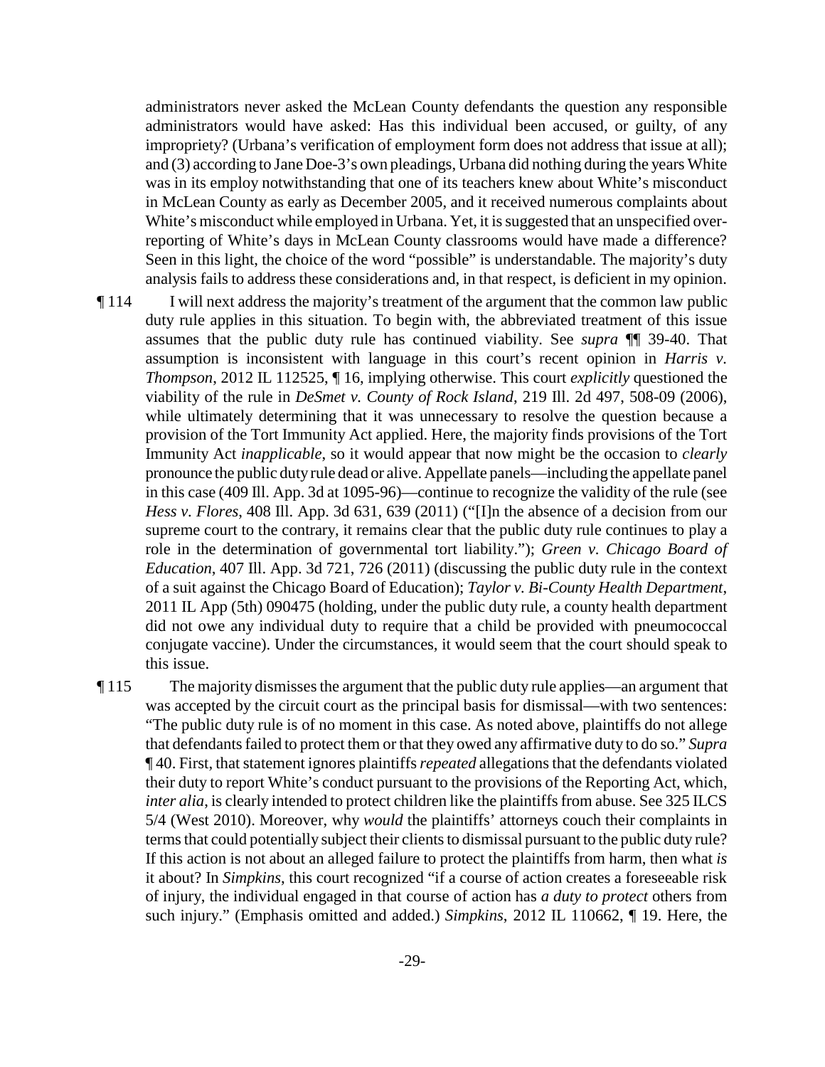administrators never asked the McLean County defendants the question any responsible administrators would have asked: Has this individual been accused, or guilty, of any impropriety? (Urbana's verification of employment form does not address that issue at all); and (3) according to Jane Doe-3's own pleadings, Urbana did nothing during the years White was in its employ notwithstanding that one of its teachers knew about White's misconduct in McLean County as early as December 2005, and it received numerous complaints about White's misconduct while employed in Urbana. Yet, it is suggested that an unspecified over-reporting of White's days in McLean County classrooms would have made a difference? Seen in this light, the choice of the word "possible" is understandable. The majority's duty analysis fails to address these considerations and, in that respect, is deficient in my opinion.

¶ 114 I will next address the majority's treatment of the argument that the common law public duty rule applies in this situation. To begin with, the abbreviated treatment of this issue assumes that the public duty rule has continued viability. See *supra* ¶¶ 39-40. That assumption is inconsistent with language in this court's recent opinion in *Harris v. Thompson*, 2012 IL 112525, ¶ 16, implying otherwise. This court *explicitly* questioned the viability of the rule in *DeSmet v. County of Rock Island*, 219 Ill. 2d 497, 508-09 (2006), while ultimately determining that it was unnecessary to resolve the question because a provision of the Tort Immunity Act applied. Here, the majority finds provisions of the Tort Immunity Act *inapplicable*, so it would appear that now might be the occasion to *clearly* pronounce the public duty rule dead or alive. Appellate panels—including the appellate panel in this case (409 Ill. App. 3d at 1095-96)—continue to recognize the validity of the rule (see *Hess v. Flores*, 408 Ill. App. 3d 631, 639 (2011) ("[I]n the absence of a decision from our supreme court to the contrary, it remains clear that the public duty rule continues to play a role in the determination of governmental tort liability."); *Green v. Chicago Board of Education*, 407 Ill. App. 3d 721, 726 (2011) (discussing the public duty rule in the context of a suit against the Chicago Board of Education); *Taylor v. Bi-County Health Department*, 2011 IL App (5th) 090475 (holding, under the public duty rule, a county health department did not owe any individual duty to require that a child be provided with pneumococcal conjugate vaccine). Under the circumstances, it would seem that the court should speak to this issue.

¶ 115 The majority dismisses the argument that the public duty rule applies—an argument that was accepted by the circuit court as the principal basis for dismissal—with two sentences: "The public duty rule is of no moment in this case. As noted above, plaintiffs do not allege that defendants failed to protect them or that they owed any affirmative duty to do so." *Supra* ¶ 40. First, that statement ignores plaintiffs *repeated* allegations that the defendants violated their duty to report White's conduct pursuant to the provisions of the Reporting Act, which, *inter alia*, is clearly intended to protect children like the plaintiffs from abuse. See 325 ILCS 5/4 (West 2010). Moreover, why *would* the plaintiffs' attorneys couch their complaints in terms that could potentially subject their clients to dismissal pursuant to the public duty rule? If this action is not about an alleged failure to protect the plaintiffs from harm, then what *is* it about? In *Simpkins*, this court recognized "if a course of action creates a foreseeable risk of injury, the individual engaged in that course of action has *a duty to protect* others from such injury." (Emphasis omitted and added.) *Simpkins*, 2012 IL 110662, ¶ 19. Here, the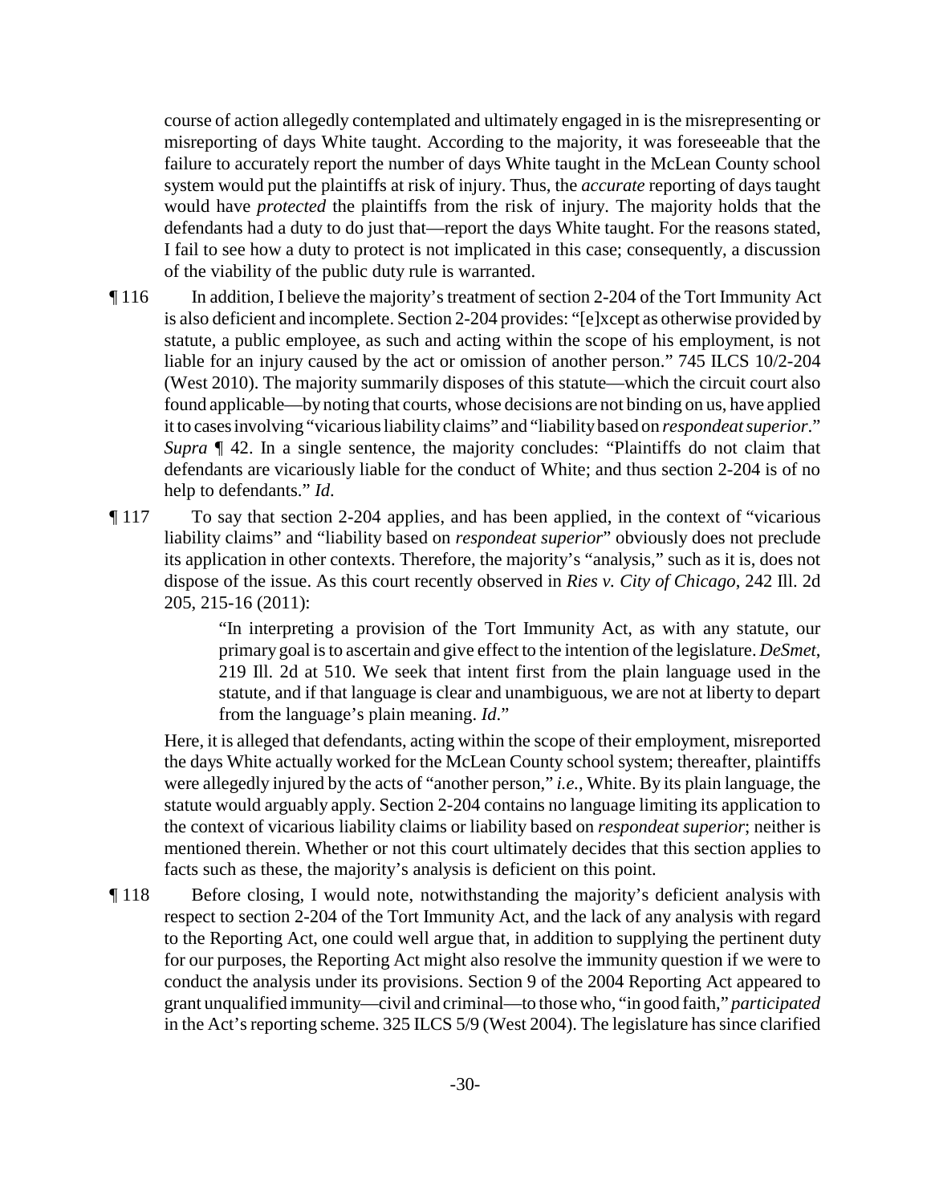course of action allegedly contemplated and ultimately engaged in is the misrepresenting or misreporting of days White taught. According to the majority, it was foreseeable that the failure to accurately report the number of days White taught in the McLean County school system would put the plaintiffs at risk of injury. Thus, the *accurate* reporting of days taught would have *protected* the plaintiffs from the risk of injury. The majority holds that the defendants had a duty to do just that—report the days White taught. For the reasons stated, I fail to see how a duty to protect is not implicated in this case; consequently, a discussion of the viability of the public duty rule is warranted.

¶ 116 In addition, I believe the majority's treatment of section 2-204 of the Tort Immunity Act is also deficient and incomplete. Section 2-204 provides: "[e]xcept as otherwise provided by statute, a public employee, as such and acting within the scope of his employment, is not liable for an injury caused by the act or omission of another person." 745 ILCS 10/2-204 (West 2010). The majority summarily disposes of this statute—which the circuit court also found applicable—by noting that courts, whose decisions are not binding on us, have applied it to cases involving "vicarious liability claims" and "liability based on *respondeat superior*." *Supra* ¶ 42. In a single sentence, the majority concludes: "Plaintiffs do not claim that defendants are vicariously liable for the conduct of White; and thus section 2-204 is of no help to defendants." *Id*.

¶ 117 To say that section 2-204 applies, and has been applied, in the context of "vicarious liability claims" and "liability based on *respondeat superior*" obviously does not preclude its application in other contexts. Therefore, the majority's "analysis," such as it is, does not dispose of the issue. As this court recently observed in *Ries v. City of Chicago*, 242 Ill. 2d 205, 215-16 (2011):

> "In interpreting a provision of the Tort Immunity Act, as with any statute, our primary goal is to ascertain and give effect to the intention of the legislature. *DeSmet*, 219 Ill. 2d at 510. We seek that intent first from the plain language used in the statute, and if that language is clear and unambiguous, we are not at liberty to depart from the language's plain meaning. *Id*."

Here, it is alleged that defendants, acting within the scope of their employment, misreported the days White actually worked for the McLean County school system; thereafter, plaintiffs were allegedly injured by the acts of "another person," *i.e.*, White. By its plain language, the statute would arguably apply. Section 2-204 contains no language limiting its application to the context of vicarious liability claims or liability based on *respondeat superior*; neither is mentioned therein. Whether or not this court ultimately decides that this section applies to facts such as these, the majority's analysis is deficient on this point.

¶ 118 Before closing, I would note, notwithstanding the majority's deficient analysis with respect to section 2-204 of the Tort Immunity Act, and the lack of any analysis with regard to the Reporting Act, one could well argue that, in addition to supplying the pertinent duty for our purposes, the Reporting Act might also resolve the immunity question if we were to conduct the analysis under its provisions. Section 9 of the 2004 Reporting Act appeared to grant unqualified immunity—civil and criminal—to those who, "in good faith," *participated* in the Act's reporting scheme. 325 ILCS 5/9 (West 2004). The legislature has since clarified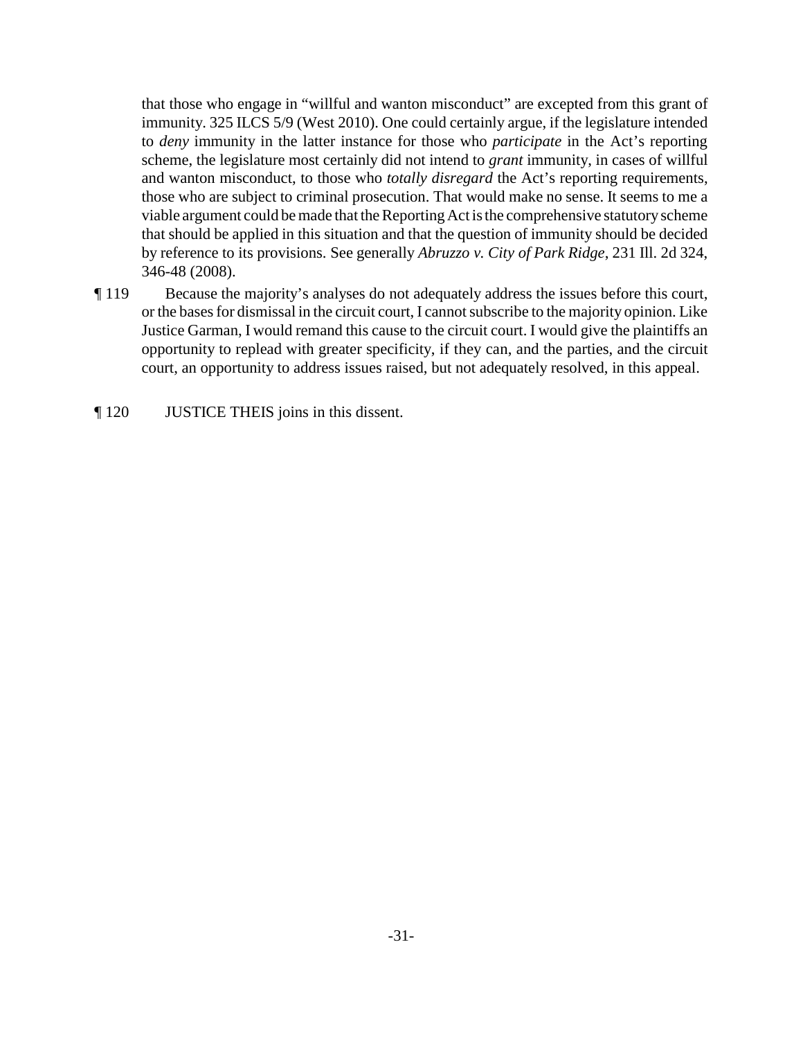that those who engage in "willful and wanton misconduct" are excepted from this grant of immunity. 325 ILCS 5/9 (West 2010). One could certainly argue, if the legislature intended to *deny* immunity in the latter instance for those who *participate* in the Act's reporting scheme, the legislature most certainly did not intend to *grant* immunity, in cases of willful and wanton misconduct, to those who *totally disregard* the Act's reporting requirements, those who are subject to criminal prosecution. That would make no sense. It seems to me a viable argument could be made that the Reporting Act is the comprehensive statutory scheme that should be applied in this situation and that the question of immunity should be decided by reference to its provisions. See generally *Abruzzo v. City of Park Ridge*, 231 Ill. 2d 324, 346-48 (2008).

¶ 119 Because the majority's analyses do not adequately address the issues before this court, or the bases for dismissal in the circuit court, I cannot subscribe to the majority opinion. Like Justice Garman, I would remand this cause to the circuit court. I would give the plaintiffs an opportunity to replead with greater specificity, if they can, and the parties, and the circuit court, an opportunity to address issues raised, but not adequately resolved, in this appeal.

¶ 120 JUSTICE THEIS joins in this dissent.